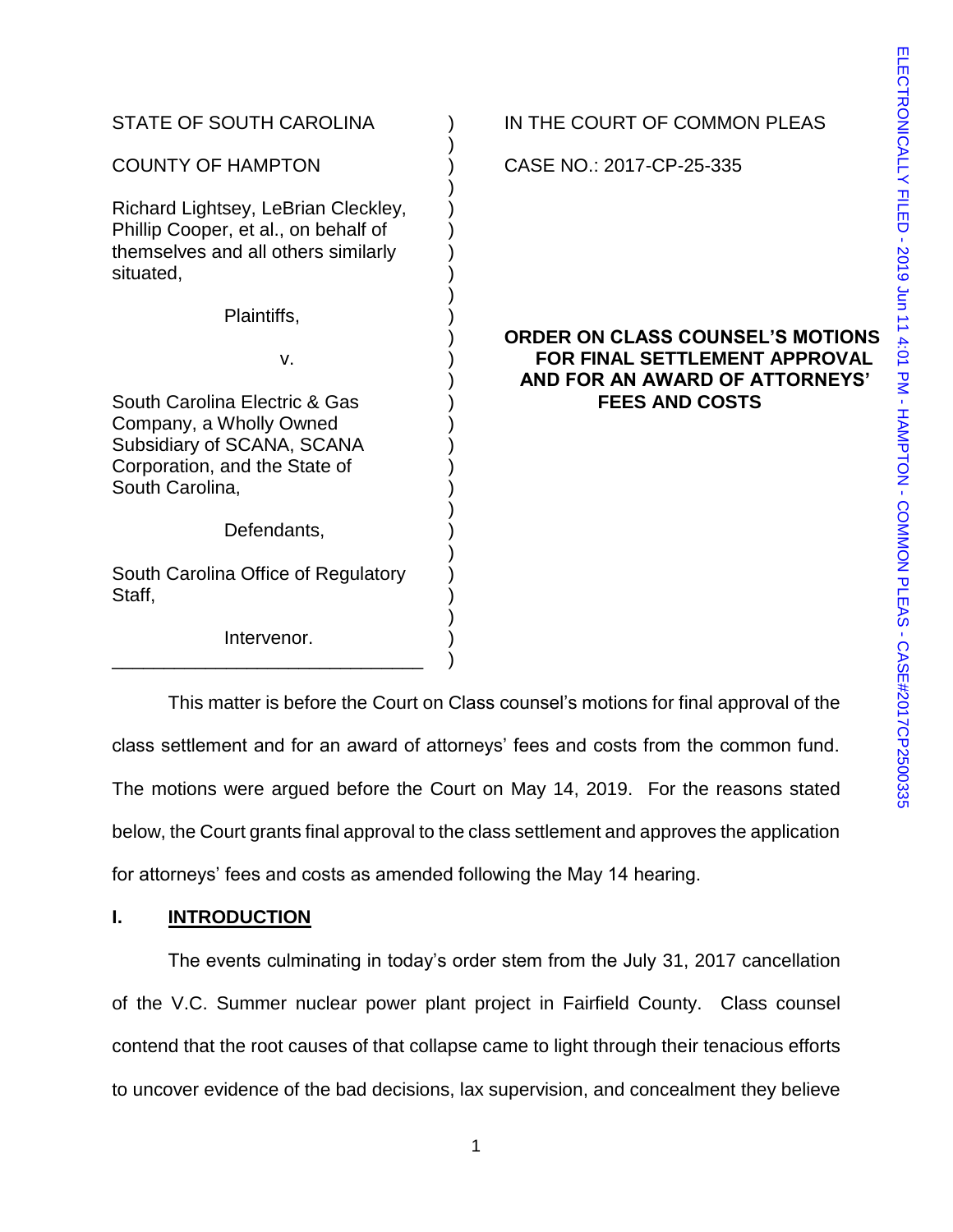STATE OF SOUTH CAROLINA

COUNTY OF HAMPTON

IN THE COURT OF COMMON PLEAS

CASE NO.: 2017-CP-25-335

Richard Lightsey, LeBrian Cleckley, Phillip Cooper, et al., on behalf of themselves and all others similarly situated,

Plaintiffs,

v.

South Carolina Electric & Gas Company, a Wholly Owned Subsidiary of SCANA, SCANA Corporation, and the State of South Carolina,

Defendants,

South Carolina Office of Regulatory Staff,

Intervenor.

**ORDER ON CLASS COUNSEL'S MOTIONS FOR FINAL SETTLEMENT APPROVAL AND FOR AN AWARD OF ATTORNEYS' FEES AND COSTS**

This matter is before the Court on Class counsel's motions for final approval of the class settlement and for an award of attorneys' fees and costs from the common fund. The motions were argued before the Court on May 14, 2019. For the reasons stated below, the Court grants final approval to the class settlement and approves the application for attorneys' fees and costs as amended following the May 14 hearing.

## I. INTRODUCTION

The events culminating in today's order stem from the July 31, 2017 cancellation of the V.C. Summer nuclear power plant project in Fairfield County. Class counsel contend that the root causes of that collapse came to light through their tenacious efforts to uncover evidence of the bad decisions, lax supervision, and concealment they believe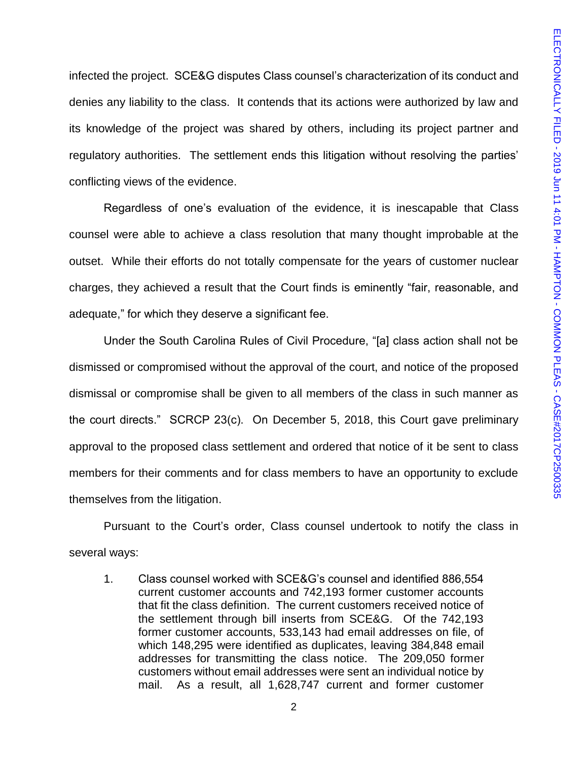infected the project. SCE&G disputes Class counsel's characterization of its conduct and denies any liability to the class. It contends that its actions were authorized by law and its knowledge of the project was shared by others, including its project partner and regulatory authorities. The settlement ends this litigation without resolving the parties' conflicting views of the evidence.

Regardless of one's evaluation of the evidence, it is inescapable that Class counsel were able to achieve a class resolution that many thought improbable at the outset. While their efforts do not totally compensate for the years of customer nuclear charges, they achieved a result that the Court finds is eminently "fair, reasonable, and adequate," for which they deserve a significant fee.

Under the South Carolina Rules of Civil Procedure, "[a] class action shall not be dismissed or compromised without the approval of the court, and notice of the proposed dismissal or compromise shall be given to all members of the class in such manner as the court directs." SCRCP 23(c). On December 5, 2018, this Court gave preliminary approval to the proposed class settlement and ordered that notice of it be sent to class members for their comments and for class members to have an opportunity to exclude themselves from the litigation.

Pursuant to the Court's order, Class counsel undertook to notify the class in several ways:

1. Class counsel worked with SCE&G's counsel and identified 886,554 current customer accounts and 742,193 former customer accounts that fit the class definition. The current customers received notice of the settlement through bill inserts from SCE&G. Of the 742,193 former customer accounts, 533,143 had email addresses on file, of which 148,295 were identified as duplicates, leaving 384,848 email addresses for transmitting the class notice. The 209,050 former customers without email addresses were sent an individual notice by mail. As a result, all 1,628,747 current and former customer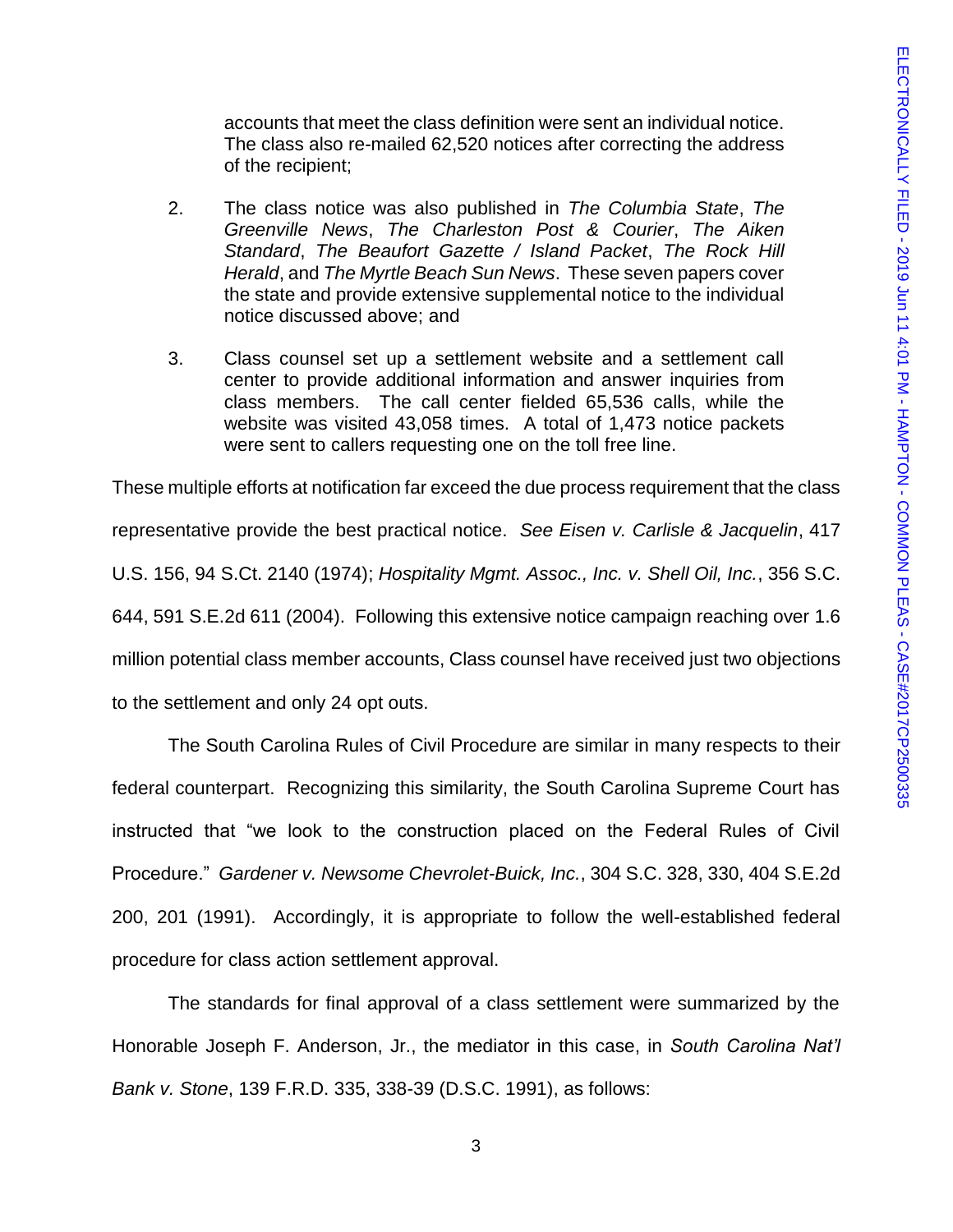accounts that meet the class definition were sent an individual notice. The class also re-mailed 62,520 notices after correcting the address of the recipient;

2. The class notice was also published in *The Columbia State*, *The Greenville News*, *The Charleston Post & Courier*, *The Aiken Standard*, *The Beaufort Gazette / Island Packet*, *The Rock Hill Herald*, and *The Myrtle Beach Sun News*. These seven papers cover the state and provide extensive supplemental notice to the individual notice discussed above; and

3. Class counsel set up a settlement website and a settlement call center to provide additional information and answer inquiries from class members. The call center fielded 65,536 calls, while the website was visited 43,058 times. A total of 1,473 notice packets were sent to callers requesting one on the toll free line.

These multiple efforts at notification far exceed the due process requirement that the class representative provide the best practical notice. *See Eisen v. Carlisle & Jacquelin*, 417 U.S. 156, 94 S.Ct. 2140 (1974); *Hospitality Mgmt. Assoc., Inc. v. Shell Oil, Inc.*, 356 S.C. 644, 591 S.E.2d 611 (2004). Following this extensive notice campaign reaching over 1.6 million potential class member accounts, Class counsel have received just two objections to the settlement and only 24 opt outs.

The South Carolina Rules of Civil Procedure are similar in many respects to their federal counterpart. Recognizing this similarity, the South Carolina Supreme Court has instructed that "we look to the construction placed on the Federal Rules of Civil Procedure." *Gardener v. Newsome Chevrolet-Buick, Inc.*, 304 S.C. 328, 330, 404 S.E.2d 200, 201 (1991). Accordingly, it is appropriate to follow the well-established federal procedure for class action settlement approval.

The standards for final approval of a class settlement were summarized by the Honorable Joseph F. Anderson, Jr., the mediator in this case, in *South Carolina Nat'l Bank v. Stone*, 139 F.R.D. 335, 338-39 (D.S.C. 1991), as follows: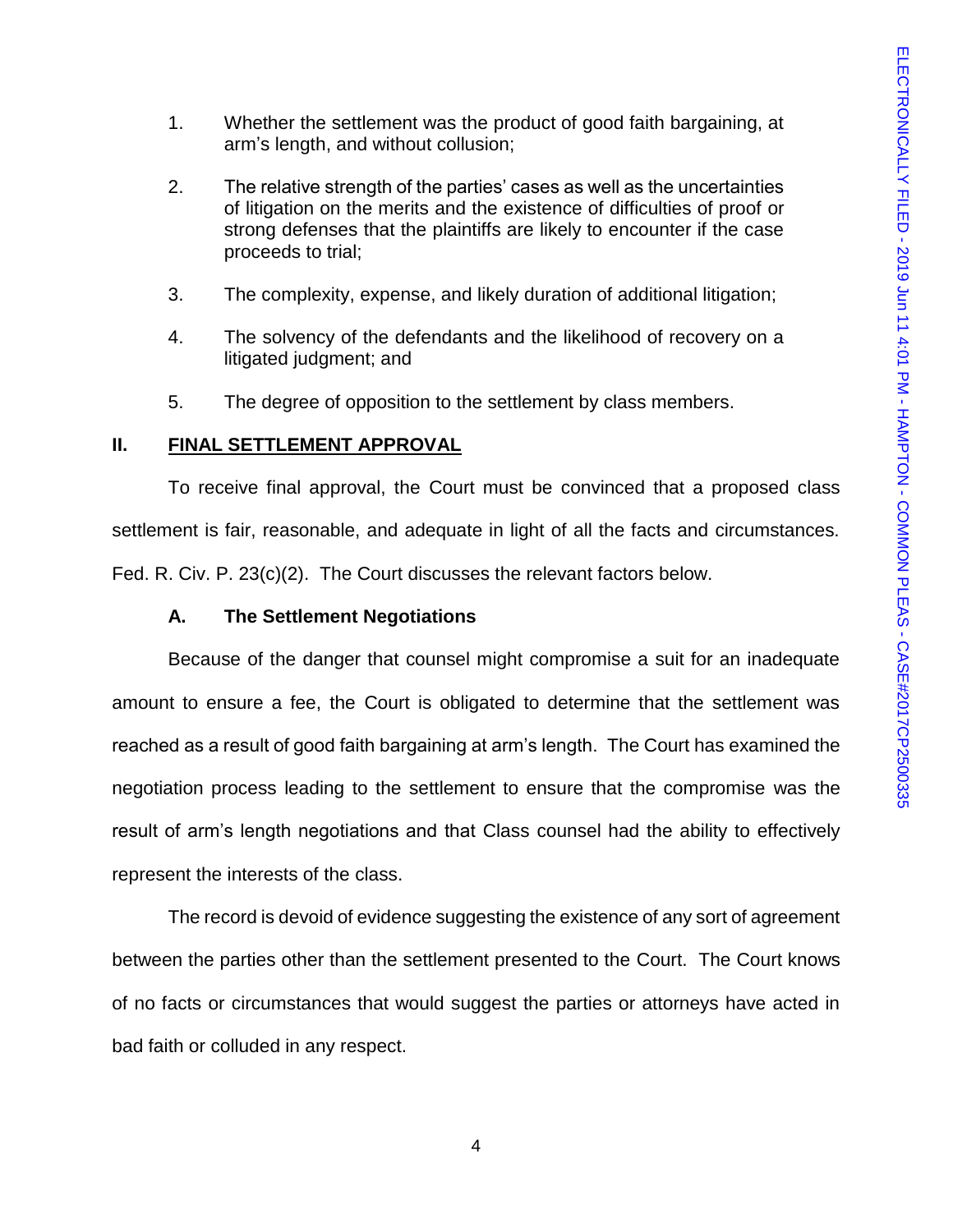1. Whether the settlement was the product of good faith bargaining, at arm's length, and without collusion;

2. The relative strength of the parties' cases as well as the uncertainties of litigation on the merits and the existence of difficulties of proof or strong defenses that the plaintiffs are likely to encounter if the case proceeds to trial;

3. The complexity, expense, and likely duration of additional litigation;

4. The solvency of the defendants and the likelihood of recovery on a litigated judgment; and

5. The degree of opposition to the settlement by class members.

## II. FINAL SETTLEMENT APPROVAL

To receive final approval, the Court must be convinced that a proposed class settlement is fair, reasonable, and adequate in light of all the facts and circumstances. Fed. R. Civ. P. 23(c)(2). The Court discusses the relevant factors below.

### A. The Settlement Negotiations

Because of the danger that counsel might compromise a suit for an inadequate amount to ensure a fee, the Court is obligated to determine that the settlement was reached as a result of good faith bargaining at arm's length. The Court has examined the negotiation process leading to the settlement to ensure that the compromise was the result of arm's length negotiations and that Class counsel had the ability to effectively represent the interests of the class.

The record is devoid of evidence suggesting the existence of any sort of agreement between the parties other than the settlement presented to the Court. The Court knows of no facts or circumstances that would suggest the parties or attorneys have acted in bad faith or colluded in any respect.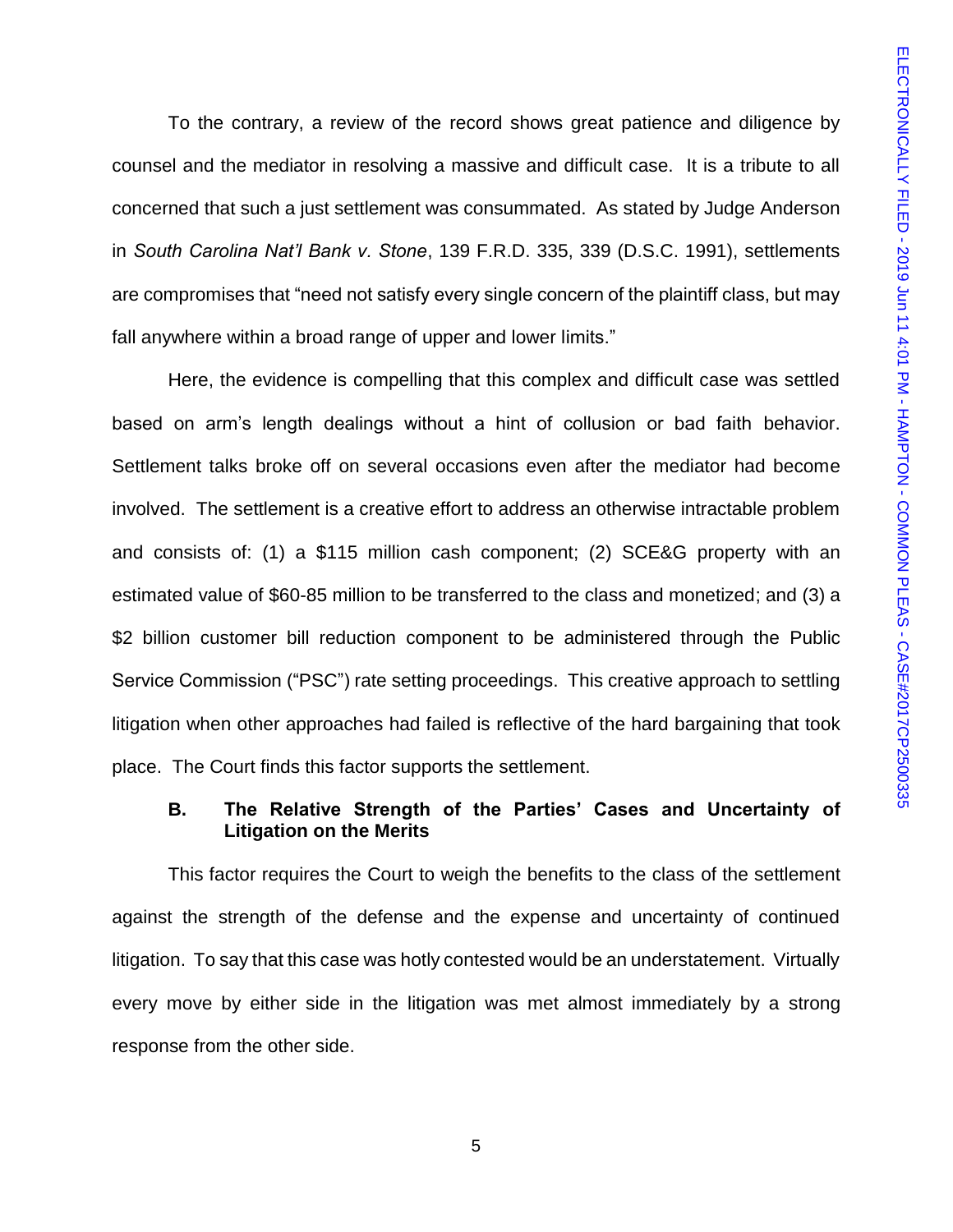To the contrary, a review of the record shows great patience and diligence by counsel and the mediator in resolving a massive and difficult case. It is a tribute to all concerned that such a just settlement was consummated. As stated by Judge Anderson in *South Carolina Nat'l Bank v. Stone*, 139 F.R.D. 335, 339 (D.S.C. 1991), settlements are compromises that "need not satisfy every single concern of the plaintiff class, but may fall anywhere within a broad range of upper and lower limits."

Here, the evidence is compelling that this complex and difficult case was settled based on arm's length dealings without a hint of collusion or bad faith behavior. Settlement talks broke off on several occasions even after the mediator had become involved. The settlement is a creative effort to address an otherwise intractable problem and consists of: (1) a $115 million cash component; (2) SCE&G property with an estimated value of $60-85 million to be transferred to the class and monetized; and (3) a $2 billion customer bill reduction component to be administered through the Public Service Commission ("PSC") rate setting proceedings. This creative approach to settling litigation when other approaches had failed is reflective of the hard bargaining that took place. The Court finds this factor supports the settlement.

### B. The Relative Strength of the Parties' Cases and Uncertainty of Litigation on the Merits

This factor requires the Court to weigh the benefits to the class of the settlement against the strength of the defense and the expense and uncertainty of continued litigation. To say that this case was hotly contested would be an understatement. Virtually every move by either side in the litigation was met almost immediately by a strong response from the other side.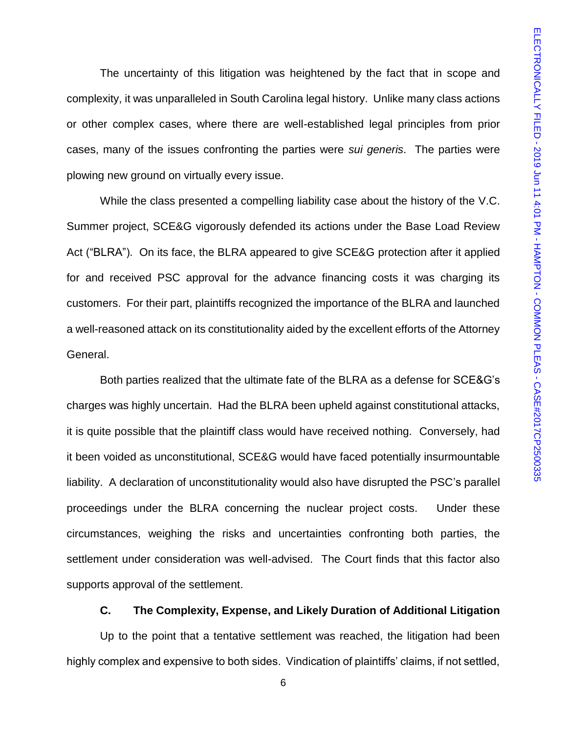The uncertainty of this litigation was heightened by the fact that in scope and complexity, it was unparalleled in South Carolina legal history. Unlike many class actions or other complex cases, where there are well-established legal principles from prior cases, many of the issues confronting the parties were *sui generis*. The parties were plowing new ground on virtually every issue.

While the class presented a compelling liability case about the history of the V.C. Summer project, SCE&G vigorously defended its actions under the Base Load Review Act ("BLRA"). On its face, the BLRA appeared to give SCE&G protection after it applied for and received PSC approval for the advance financing costs it was charging its customers. For their part, plaintiffs recognized the importance of the BLRA and launched a well-reasoned attack on its constitutionality aided by the excellent efforts of the Attorney General.

Both parties realized that the ultimate fate of the BLRA as a defense for SCE&G's charges was highly uncertain. Had the BLRA been upheld against constitutional attacks, it is quite possible that the plaintiff class would have received nothing. Conversely, had it been voided as unconstitutional, SCE&G would have faced potentially insurmountable liability. A declaration of unconstitutionality would also have disrupted the PSC's parallel proceedings under the BLRA concerning the nuclear project costs. Under these circumstances, weighing the risks and uncertainties confronting both parties, the settlement under consideration was well-advised. The Court finds that this factor also supports approval of the settlement.

### C. The Complexity, Expense, and Likely Duration of Additional Litigation

Up to the point that a tentative settlement was reached, the litigation had been highly complex and expensive to both sides. Vindication of plaintiffs' claims, if not settled,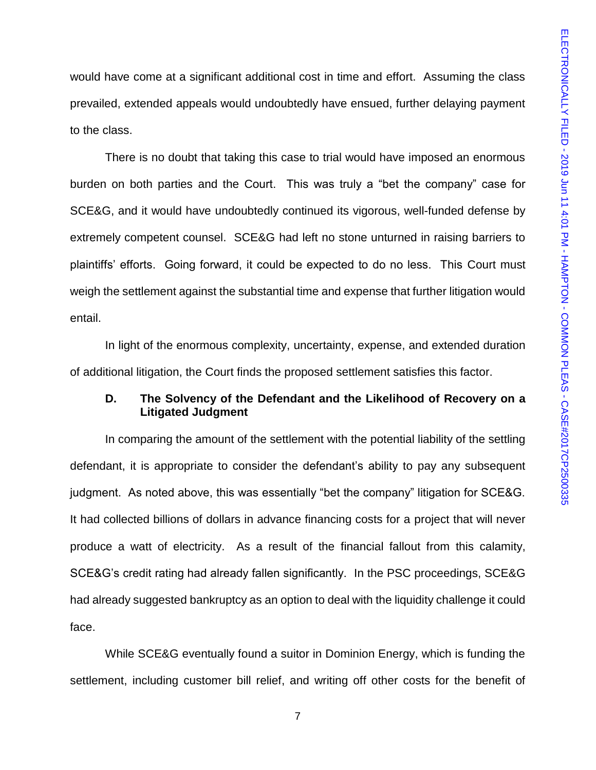would have come at a significant additional cost in time and effort. Assuming the class prevailed, extended appeals would undoubtedly have ensued, further delaying payment to the class.

There is no doubt that taking this case to trial would have imposed an enormous burden on both parties and the Court. This was truly a "bet the company" case for SCE&G, and it would have undoubtedly continued its vigorous, well-funded defense by extremely competent counsel. SCE&G had left no stone unturned in raising barriers to plaintiffs' efforts. Going forward, it could be expected to do no less. This Court must weigh the settlement against the substantial time and expense that further litigation would entail.

In light of the enormous complexity, uncertainty, expense, and extended duration of additional litigation, the Court finds the proposed settlement satisfies this factor.

### D. The Solvency of the Defendant and the Likelihood of Recovery on a Litigated Judgment

In comparing the amount of the settlement with the potential liability of the settling defendant, it is appropriate to consider the defendant's ability to pay any subsequent judgment. As noted above, this was essentially "bet the company" litigation for SCE&G. It had collected billions of dollars in advance financing costs for a project that will never produce a watt of electricity. As a result of the financial fallout from this calamity, SCE&G's credit rating had already fallen significantly. In the PSC proceedings, SCE&G had already suggested bankruptcy as an option to deal with the liquidity challenge it could face.

While SCE&G eventually found a suitor in Dominion Energy, which is funding the settlement, including customer bill relief, and writing off other costs for the benefit of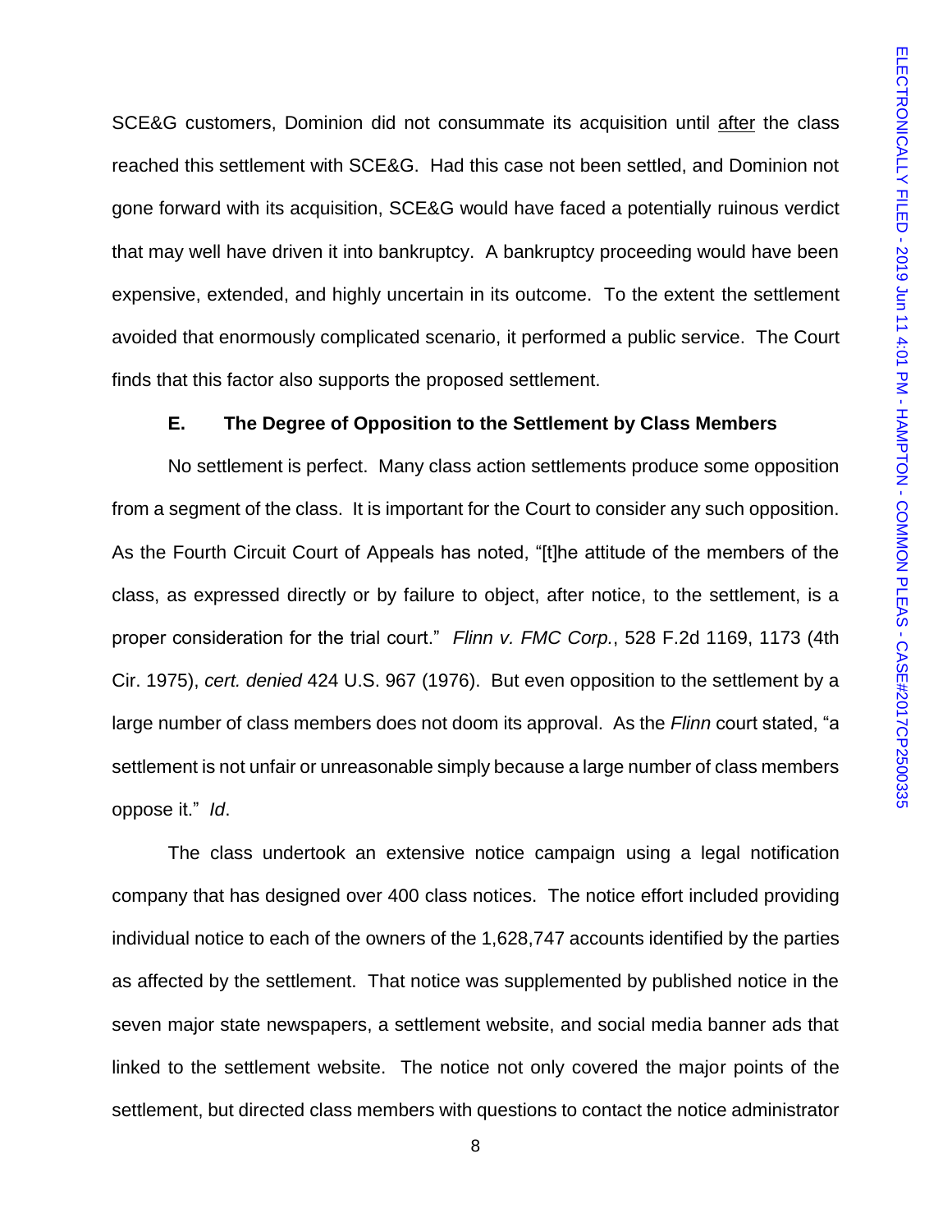SCE&G customers, Dominion did not consummate its acquisition until after the class reached this settlement with SCE&G. Had this case not been settled, and Dominion not gone forward with its acquisition, SCE&G would have faced a potentially ruinous verdict that may well have driven it into bankruptcy. A bankruptcy proceeding would have been expensive, extended, and highly uncertain in its outcome. To the extent the settlement avoided that enormously complicated scenario, it performed a public service. The Court finds that this factor also supports the proposed settlement.

### E. The Degree of Opposition to the Settlement by Class Members

No settlement is perfect. Many class action settlements produce some opposition from a segment of the class. It is important for the Court to consider any such opposition. As the Fourth Circuit Court of Appeals has noted, "[t]he attitude of the members of the class, as expressed directly or by failure to object, after notice, to the settlement, is a proper consideration for the trial court." *Flinn v. FMC Corp.*, 528 F.2d 1169, 1173 (4th Cir. 1975), *cert. denied* 424 U.S. 967 (1976). But even opposition to the settlement by a large number of class members does not doom its approval. As the *Flinn* court stated, "a settlement is not unfair or unreasonable simply because a large number of class members oppose it." *Id*.

The class undertook an extensive notice campaign using a legal notification company that has designed over 400 class notices. The notice effort included providing individual notice to each of the owners of the 1,628,747 accounts identified by the parties as affected by the settlement. That notice was supplemented by published notice in the seven major state newspapers, a settlement website, and social media banner ads that linked to the settlement website. The notice not only covered the major points of the settlement, but directed class members with questions to contact the notice administrator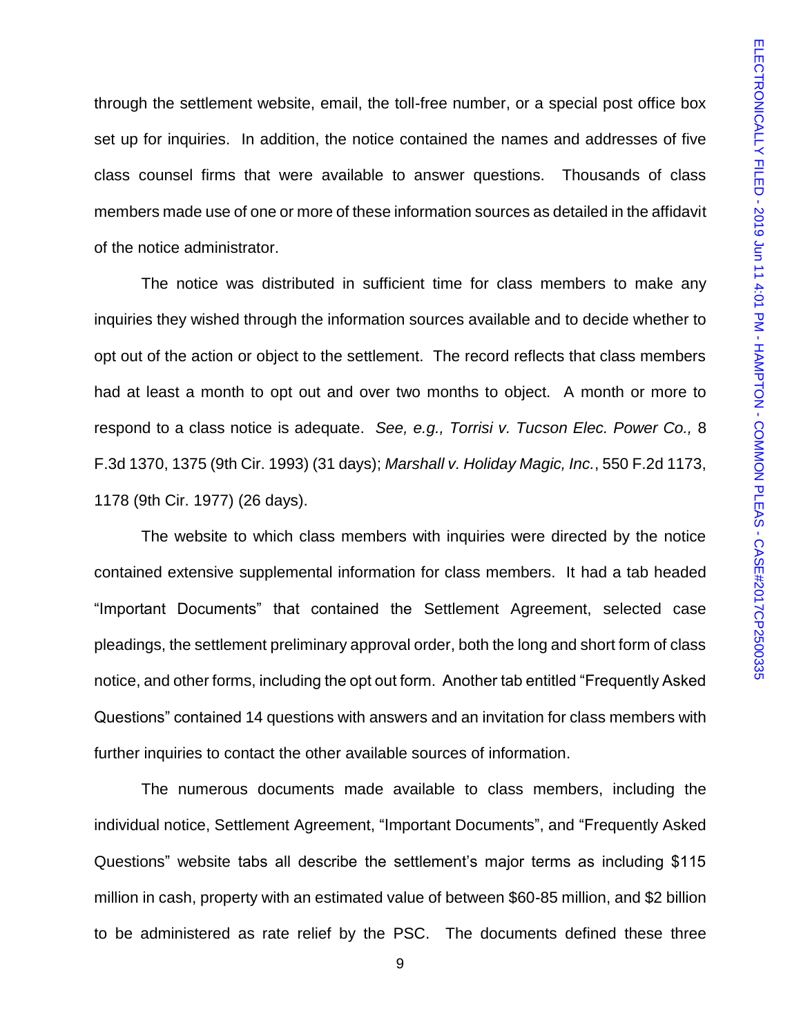through the settlement website, email, the toll-free number, or a special post office box set up for inquiries. In addition, the notice contained the names and addresses of five class counsel firms that were available to answer questions. Thousands of class members made use of one or more of these information sources as detailed in the affidavit of the notice administrator.

The notice was distributed in sufficient time for class members to make any inquiries they wished through the information sources available and to decide whether to opt out of the action or object to the settlement. The record reflects that class members had at least a month to opt out and over two months to object. A month or more to respond to a class notice is adequate. *See, e.g., Torrisi v. Tucson Elec. Power Co.,* 8 F.3d 1370, 1375 (9th Cir. 1993) (31 days); *Marshall v. Holiday Magic, Inc.*, 550 F.2d 1173, 1178 (9th Cir. 1977) (26 days).

The website to which class members with inquiries were directed by the notice contained extensive supplemental information for class members. It had a tab headed "Important Documents" that contained the Settlement Agreement, selected case pleadings, the settlement preliminary approval order, both the long and short form of class notice, and other forms, including the opt out form. Another tab entitled "Frequently Asked Questions" contained 14 questions with answers and an invitation for class members with further inquiries to contact the other available sources of information.

The numerous documents made available to class members, including the individual notice, Settlement Agreement, "Important Documents", and "Frequently Asked Questions" website tabs all describe the settlement's major terms as including $115 million in cash, property with an estimated value of between $60-85 million, and $2 billion to be administered as rate relief by the PSC. The documents defined these three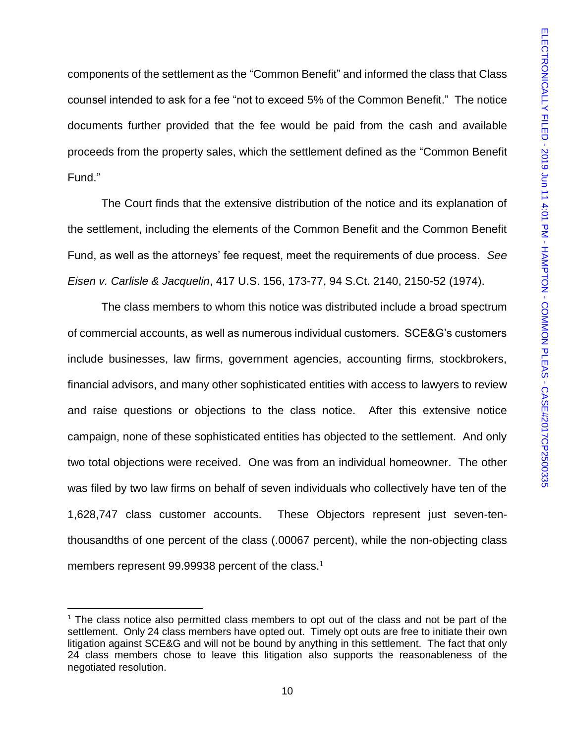components of the settlement as the "Common Benefit" and informed the class that Class counsel intended to ask for a fee "not to exceed 5% of the Common Benefit." The notice documents further provided that the fee would be paid from the cash and available proceeds from the property sales, which the settlement defined as the "Common Benefit Fund."

The Court finds that the extensive distribution of the notice and its explanation of the settlement, including the elements of the Common Benefit and the Common Benefit Fund, as well as the attorneys' fee request, meet the requirements of due process. *See Eisen v. Carlisle & Jacquelin*, 417 U.S. 156, 173-77, 94 S.Ct. 2140, 2150-52 (1974).

The class members to whom this notice was distributed include a broad spectrum of commercial accounts, as well as numerous individual customers. SCE&G's customers include businesses, law firms, government agencies, accounting firms, stockbrokers, financial advisors, and many other sophisticated entities with access to lawyers to review and raise questions or objections to the class notice. After this extensive notice campaign, none of these sophisticated entities has objected to the settlement. And only two total objections were received. One was from an individual homeowner. The other was filed by two law firms on behalf of seven individuals who collectively have ten of the 1,628,747 class customer accounts. These Objectors represent just seven-ten-thousandths of one percent of the class (.00067 percent), while the non-objecting class members represent 99.99938 percent of the class.[1]

---

[1] The class notice also permitted class members to opt out of the class and not be part of the settlement. Only 24 class members have opted out. Timely opt outs are free to initiate their own litigation against SCE&G and will not be bound by anything in this settlement. The fact that only 24 class members chose to leave this litigation also supports the reasonableness of the negotiated resolution.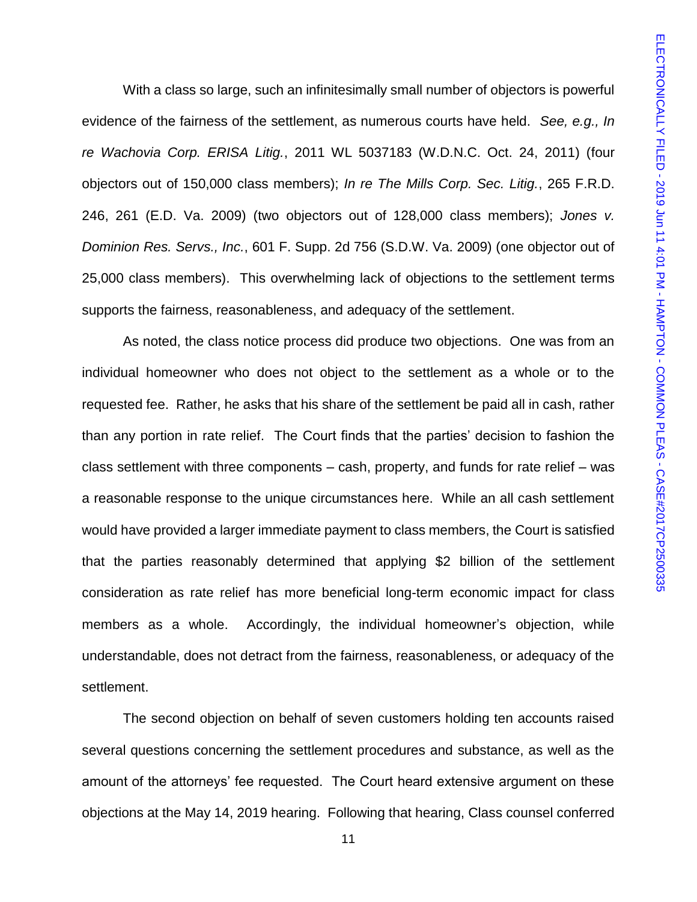With a class so large, such an infinitesimally small number of objectors is powerful evidence of the fairness of the settlement, as numerous courts have held. *See, e.g., In re Wachovia Corp. ERISA Litig.*, 2011 WL 5037183 (W.D.N.C. Oct. 24, 2011) (four objectors out of 150,000 class members); *In re The Mills Corp. Sec. Litig.*, 265 F.R.D. 246, 261 (E.D. Va. 2009) (two objectors out of 128,000 class members); *Jones v. Dominion Res. Servs., Inc.*, 601 F. Supp. 2d 756 (S.D.W. Va. 2009) (one objector out of 25,000 class members). This overwhelming lack of objections to the settlement terms supports the fairness, reasonableness, and adequacy of the settlement.

As noted, the class notice process did produce two objections. One was from an individual homeowner who does not object to the settlement as a whole or to the requested fee. Rather, he asks that his share of the settlement be paid all in cash, rather than any portion in rate relief. The Court finds that the parties' decision to fashion the class settlement with three components – cash, property, and funds for rate relief – was a reasonable response to the unique circumstances here. While an all cash settlement would have provided a larger immediate payment to class members, the Court is satisfied that the parties reasonably determined that applying $2 billion of the settlement consideration as rate relief has more beneficial long-term economic impact for class members as a whole. Accordingly, the individual homeowner's objection, while understandable, does not detract from the fairness, reasonableness, or adequacy of the settlement.

The second objection on behalf of seven customers holding ten accounts raised several questions concerning the settlement procedures and substance, as well as the amount of the attorneys' fee requested. The Court heard extensive argument on these objections at the May 14, 2019 hearing. Following that hearing, Class counsel conferred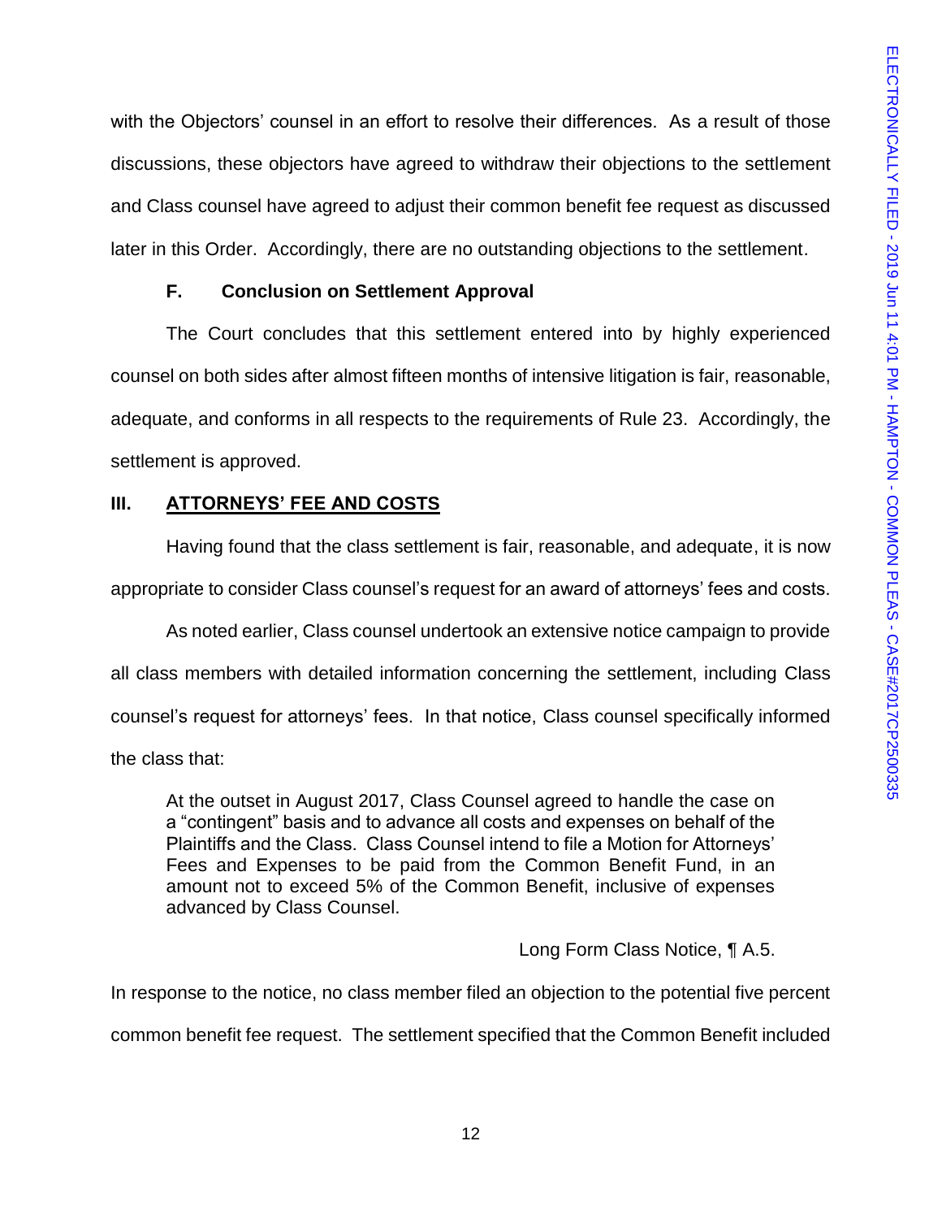with the Objectors' counsel in an effort to resolve their differences. As a result of those discussions, these objectors have agreed to withdraw their objections to the settlement and Class counsel have agreed to adjust their common benefit fee request as discussed later in this Order. Accordingly, there are no outstanding objections to the settlement.

### F. Conclusion on Settlement Approval

The Court concludes that this settlement entered into by highly experienced counsel on both sides after almost fifteen months of intensive litigation is fair, reasonable, adequate, and conforms in all respects to the requirements of Rule 23. Accordingly, the settlement is approved.

## III. ATTORNEYS' FEE AND COSTS

Having found that the class settlement is fair, reasonable, and adequate, it is now appropriate to consider Class counsel's request for an award of attorneys' fees and costs.

As noted earlier, Class counsel undertook an extensive notice campaign to provide all class members with detailed information concerning the settlement, including Class counsel's request for attorneys' fees. In that notice, Class counsel specifically informed the class that:

> At the outset in August 2017, Class Counsel agreed to handle the case on a "contingent" basis and to advance all costs and expenses on behalf of the Plaintiffs and the Class. Class Counsel intend to file a Motion for Attorneys' Fees and Expenses to be paid from the Common Benefit Fund, in an amount not to exceed 5% of the Common Benefit, inclusive of expenses advanced by Class Counsel.
>
> Long Form Class Notice, ¶ A.5.

In response to the notice, no class member filed an objection to the potential five percent common benefit fee request. The settlement specified that the Common Benefit included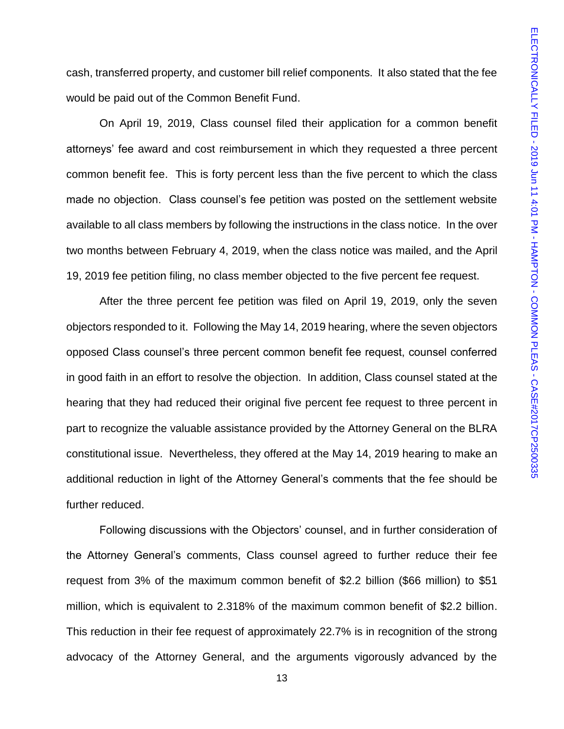cash, transferred property, and customer bill relief components. It also stated that the fee would be paid out of the Common Benefit Fund.

On April 19, 2019, Class counsel filed their application for a common benefit attorneys' fee award and cost reimbursement in which they requested a three percent common benefit fee. This is forty percent less than the five percent to which the class made no objection. Class counsel's fee petition was posted on the settlement website available to all class members by following the instructions in the class notice. In the over two months between February 4, 2019, when the class notice was mailed, and the April 19, 2019 fee petition filing, no class member objected to the five percent fee request.

After the three percent fee petition was filed on April 19, 2019, only the seven objectors responded to it. Following the May 14, 2019 hearing, where the seven objectors opposed Class counsel's three percent common benefit fee request, counsel conferred in good faith in an effort to resolve the objection. In addition, Class counsel stated at the hearing that they had reduced their original five percent fee request to three percent in part to recognize the valuable assistance provided by the Attorney General on the BLRA constitutional issue. Nevertheless, they offered at the May 14, 2019 hearing to make an additional reduction in light of the Attorney General's comments that the fee should be further reduced.

Following discussions with the Objectors' counsel, and in further consideration of the Attorney General's comments, Class counsel agreed to further reduce their fee request from 3% of the maximum common benefit of $2.2 billion ($66 million) to $51 million, which is equivalent to 2.318% of the maximum common benefit of $2.2 billion. This reduction in their fee request of approximately 22.7% is in recognition of the strong advocacy of the Attorney General, and the arguments vigorously advanced by the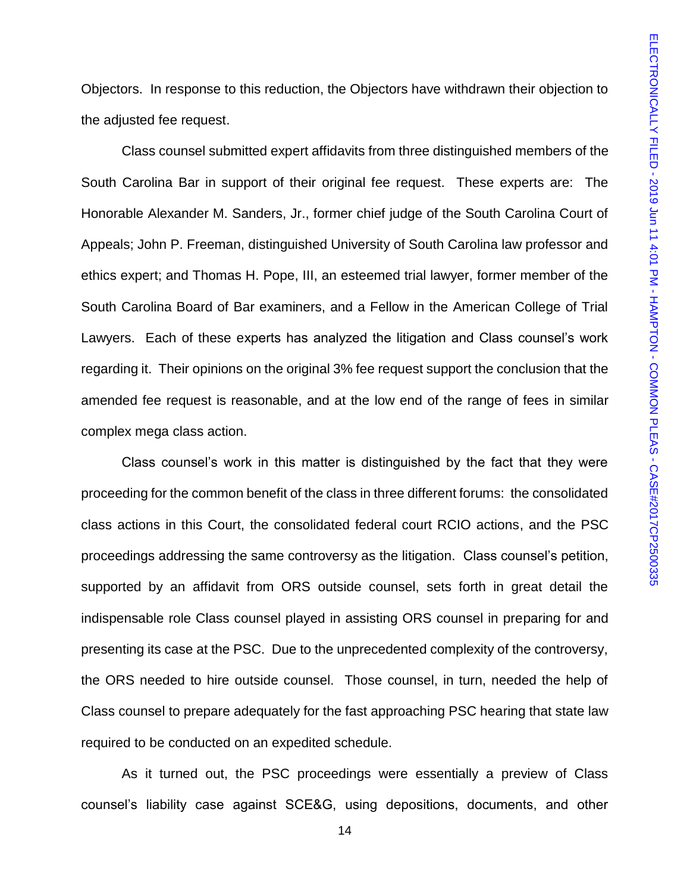Objectors. In response to this reduction, the Objectors have withdrawn their objection to the adjusted fee request.

Class counsel submitted expert affidavits from three distinguished members of the South Carolina Bar in support of their original fee request. These experts are: The Honorable Alexander M. Sanders, Jr., former chief judge of the South Carolina Court of Appeals; John P. Freeman, distinguished University of South Carolina law professor and ethics expert; and Thomas H. Pope, III, an esteemed trial lawyer, former member of the South Carolina Board of Bar examiners, and a Fellow in the American College of Trial Lawyers. Each of these experts has analyzed the litigation and Class counsel's work regarding it. Their opinions on the original 3% fee request support the conclusion that the amended fee request is reasonable, and at the low end of the range of fees in similar complex mega class action.

Class counsel's work in this matter is distinguished by the fact that they were proceeding for the common benefit of the class in three different forums: the consolidated class actions in this Court, the consolidated federal court RCIO actions, and the PSC proceedings addressing the same controversy as the litigation. Class counsel's petition, supported by an affidavit from ORS outside counsel, sets forth in great detail the indispensable role Class counsel played in assisting ORS counsel in preparing for and presenting its case at the PSC. Due to the unprecedented complexity of the controversy, the ORS needed to hire outside counsel. Those counsel, in turn, needed the help of Class counsel to prepare adequately for the fast approaching PSC hearing that state law required to be conducted on an expedited schedule.

As it turned out, the PSC proceedings were essentially a preview of Class counsel's liability case against SCE&G, using depositions, documents, and other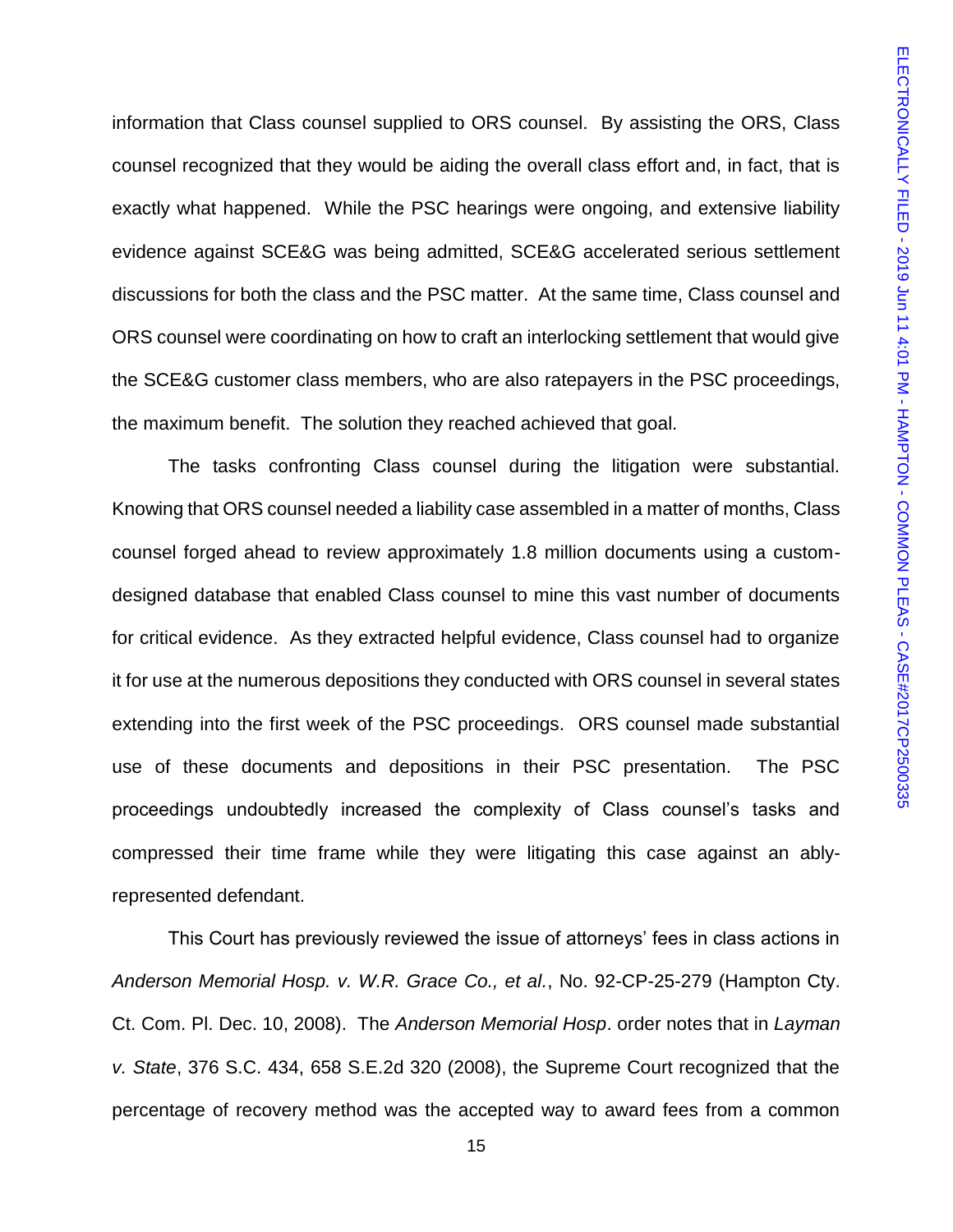information that Class counsel supplied to ORS counsel. By assisting the ORS, Class counsel recognized that they would be aiding the overall class effort and, in fact, that is exactly what happened. While the PSC hearings were ongoing, and extensive liability evidence against SCE&G was being admitted, SCE&G accelerated serious settlement discussions for both the class and the PSC matter. At the same time, Class counsel and ORS counsel were coordinating on how to craft an interlocking settlement that would give the SCE&G customer class members, who are also ratepayers in the PSC proceedings, the maximum benefit. The solution they reached achieved that goal.

The tasks confronting Class counsel during the litigation were substantial. Knowing that ORS counsel needed a liability case assembled in a matter of months, Class counsel forged ahead to review approximately 1.8 million documents using a custom-designed database that enabled Class counsel to mine this vast number of documents for critical evidence. As they extracted helpful evidence, Class counsel had to organize it for use at the numerous depositions they conducted with ORS counsel in several states extending into the first week of the PSC proceedings. ORS counsel made substantial use of these documents and depositions in their PSC presentation. The PSC proceedings undoubtedly increased the complexity of Class counsel's tasks and compressed their time frame while they were litigating this case against an ably-represented defendant.

This Court has previously reviewed the issue of attorneys' fees in class actions in *Anderson Memorial Hosp. v. W.R. Grace Co., et al.*, No. 92-CP-25-279 (Hampton Cty. Ct. Com. Pl. Dec. 10, 2008). The *Anderson Memorial Hosp*. order notes that in *Layman v. State*, 376 S.C. 434, 658 S.E.2d 320 (2008), the Supreme Court recognized that the percentage of recovery method was the accepted way to award fees from a common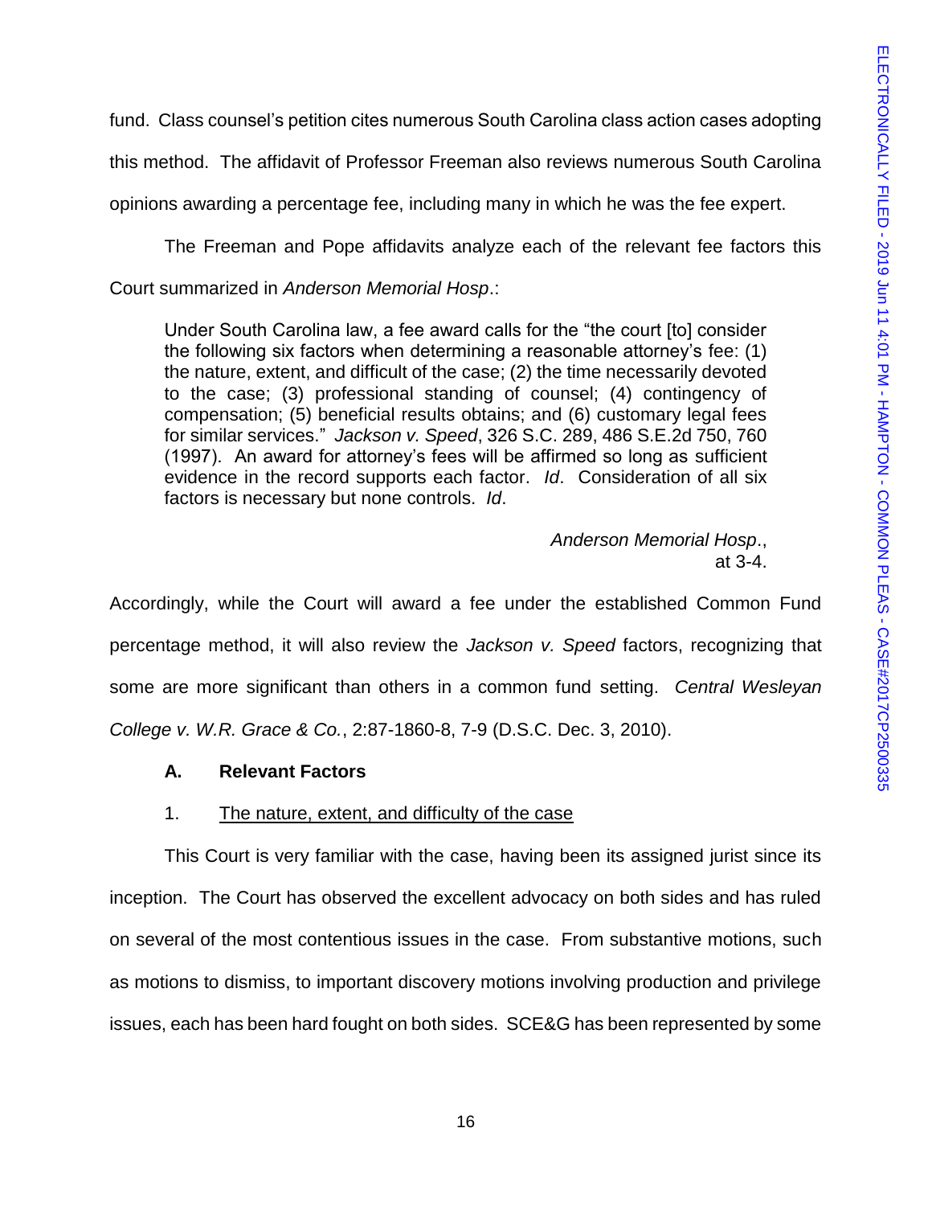fund. Class counsel's petition cites numerous South Carolina class action cases adopting this method. The affidavit of Professor Freeman also reviews numerous South Carolina opinions awarding a percentage fee, including many in which he was the fee expert.

The Freeman and Pope affidavits analyze each of the relevant fee factors this Court summarized in *Anderson Memorial Hosp*.:

> Under South Carolina law, a fee award calls for the "the court [to] consider the following six factors when determining a reasonable attorney's fee: (1) the nature, extent, and difficult of the case; (2) the time necessarily devoted to the case; (3) professional standing of counsel; (4) contingency of compensation; (5) beneficial results obtains; and (6) customary legal fees for similar services." *Jackson v. Speed*, 326 S.C. 289, 486 S.E.2d 750, 760 (1997). An award for attorney's fees will be affirmed so long as sufficient evidence in the record supports each factor. *Id*. Consideration of all six factors is necessary but none controls. *Id*.
>
> *Anderson Memorial Hosp*., at 3-4.

Accordingly, while the Court will award a fee under the established Common Fund percentage method, it will also review the *Jackson v. Speed* factors, recognizing that some are more significant than others in a common fund setting. *Central Wesleyan College v. W.R. Grace & Co.*, 2:87-1860-8, 7-9 (D.S.C. Dec. 3, 2010).

### A. Relevant Factors

1. <u>The nature, extent, and difficulty of the case</u>

This Court is very familiar with the case, having been its assigned jurist since its inception. The Court has observed the excellent advocacy on both sides and has ruled on several of the most contentious issues in the case. From substantive motions, such as motions to dismiss, to important discovery motions involving production and privilege issues, each has been hard fought on both sides. SCE&G has been represented by some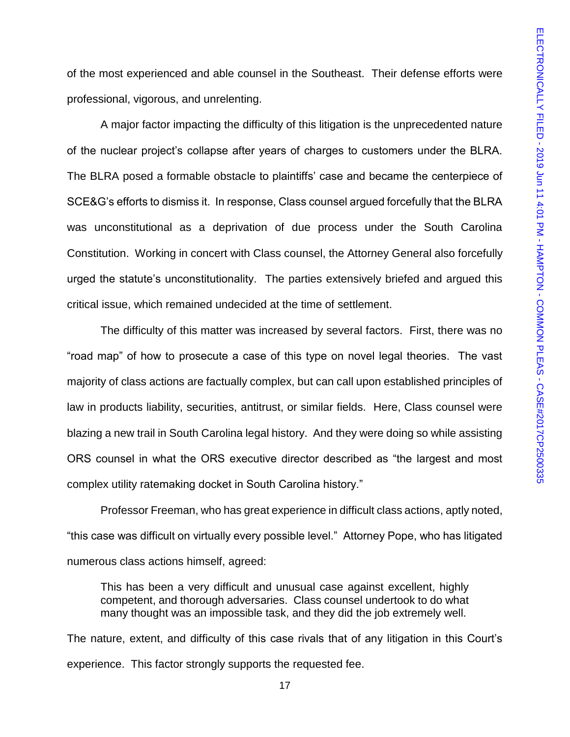of the most experienced and able counsel in the Southeast. Their defense efforts were professional, vigorous, and unrelenting.

A major factor impacting the difficulty of this litigation is the unprecedented nature of the nuclear project's collapse after years of charges to customers under the BLRA. The BLRA posed a formable obstacle to plaintiffs' case and became the centerpiece of SCE&G's efforts to dismiss it. In response, Class counsel argued forcefully that the BLRA was unconstitutional as a deprivation of due process under the South Carolina Constitution. Working in concert with Class counsel, the Attorney General also forcefully urged the statute's unconstitutionality. The parties extensively briefed and argued this critical issue, which remained undecided at the time of settlement.

The difficulty of this matter was increased by several factors. First, there was no "road map" of how to prosecute a case of this type on novel legal theories. The vast majority of class actions are factually complex, but can call upon established principles of law in products liability, securities, antitrust, or similar fields. Here, Class counsel were blazing a new trail in South Carolina legal history. And they were doing so while assisting ORS counsel in what the ORS executive director described as "the largest and most complex utility ratemaking docket in South Carolina history."

Professor Freeman, who has great experience in difficult class actions, aptly noted, "this case was difficult on virtually every possible level." Attorney Pope, who has litigated numerous class actions himself, agreed:

> This has been a very difficult and unusual case against excellent, highly competent, and thorough adversaries. Class counsel undertook to do what many thought was an impossible task, and they did the job extremely well.

The nature, extent, and difficulty of this case rivals that of any litigation in this Court's experience. This factor strongly supports the requested fee.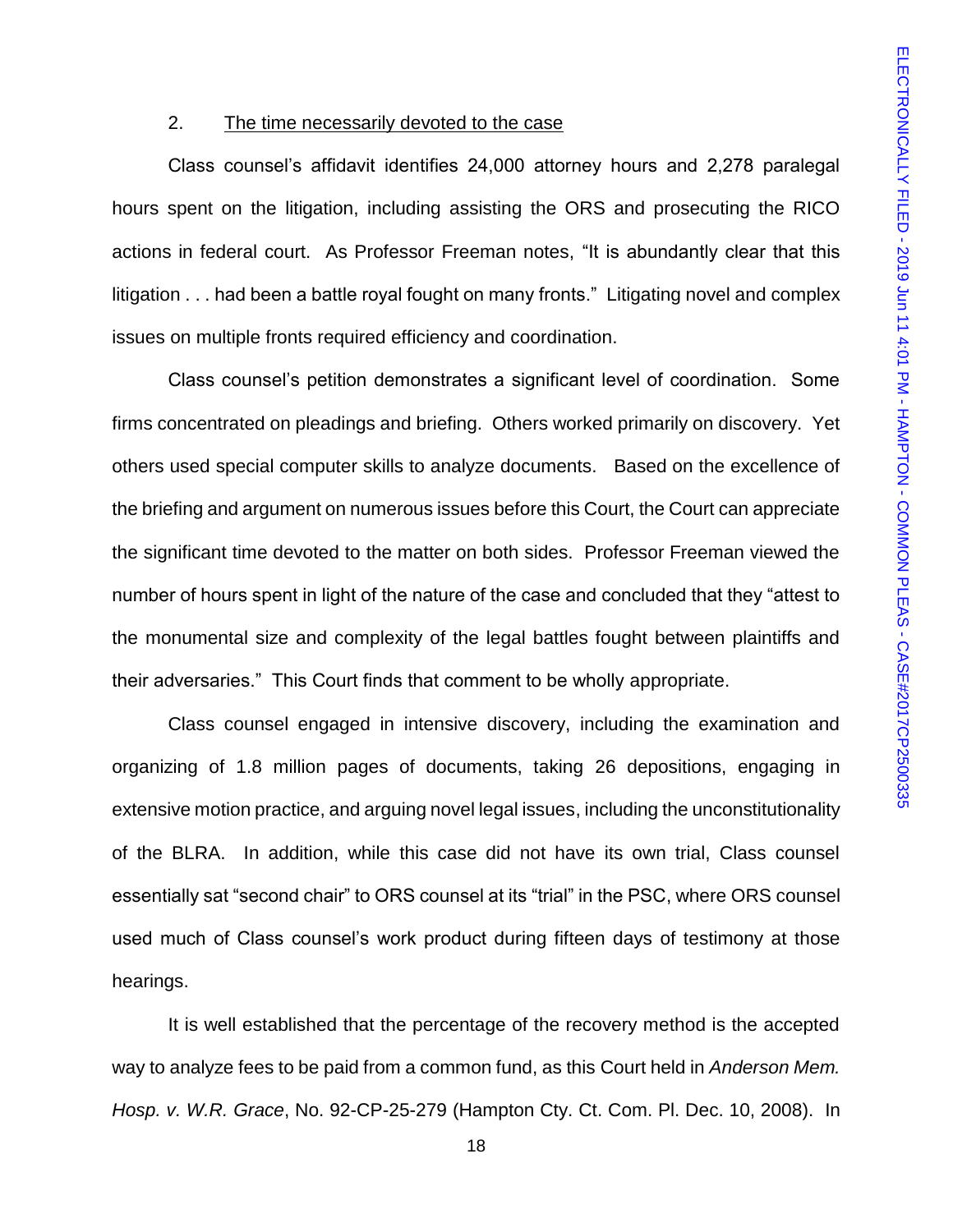2. The time necessarily devoted to the case

Class counsel's affidavit identifies 24,000 attorney hours and 2,278 paralegal hours spent on the litigation, including assisting the ORS and prosecuting the RICO actions in federal court. As Professor Freeman notes, "It is abundantly clear that this litigation . . . had been a battle royal fought on many fronts." Litigating novel and complex issues on multiple fronts required efficiency and coordination.

Class counsel's petition demonstrates a significant level of coordination. Some firms concentrated on pleadings and briefing. Others worked primarily on discovery. Yet others used special computer skills to analyze documents. Based on the excellence of the briefing and argument on numerous issues before this Court, the Court can appreciate the significant time devoted to the matter on both sides. Professor Freeman viewed the number of hours spent in light of the nature of the case and concluded that they "attest to the monumental size and complexity of the legal battles fought between plaintiffs and their adversaries." This Court finds that comment to be wholly appropriate.

Class counsel engaged in intensive discovery, including the examination and organizing of 1.8 million pages of documents, taking 26 depositions, engaging in extensive motion practice, and arguing novel legal issues, including the unconstitutionality of the BLRA. In addition, while this case did not have its own trial, Class counsel essentially sat "second chair" to ORS counsel at its "trial" in the PSC, where ORS counsel used much of Class counsel's work product during fifteen days of testimony at those hearings.

It is well established that the percentage of the recovery method is the accepted way to analyze fees to be paid from a common fund, as this Court held in *Anderson Mem. Hosp. v. W.R. Grace*, No. 92-CP-25-279 (Hampton Cty. Ct. Com. Pl. Dec. 10, 2008). In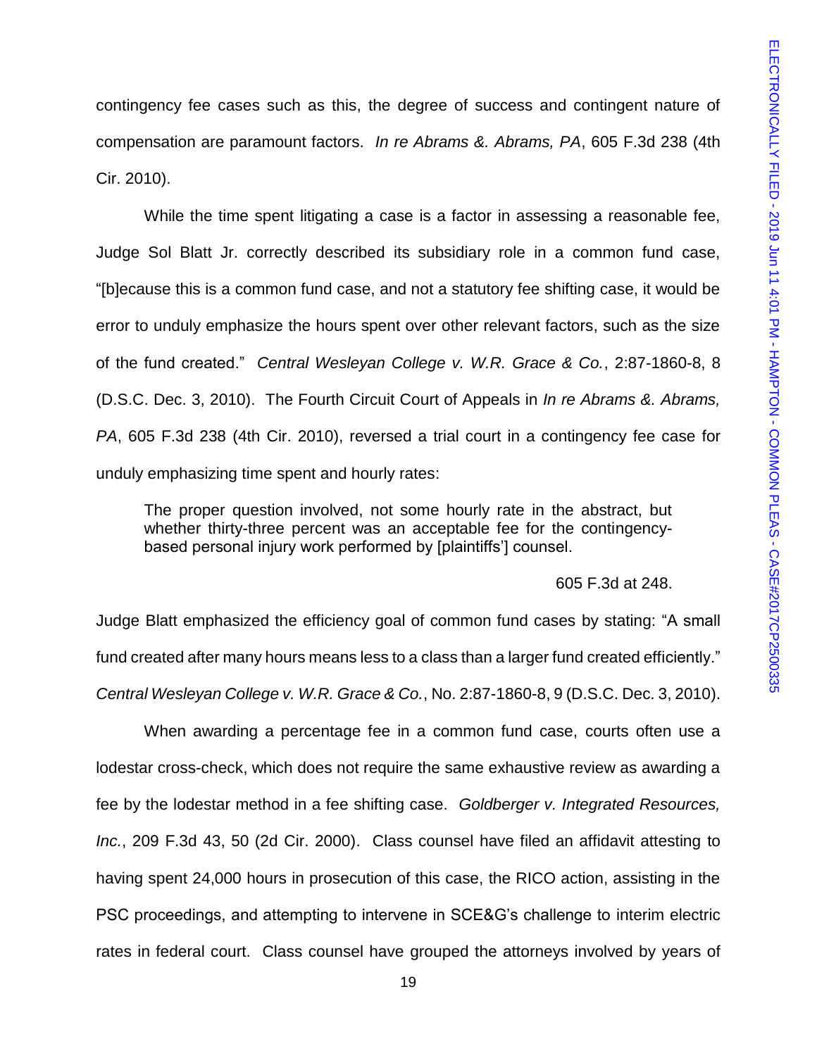contingency fee cases such as this, the degree of success and contingent nature of compensation are paramount factors. *In re Abrams &. Abrams, PA*, 605 F.3d 238 (4th Cir. 2010).

While the time spent litigating a case is a factor in assessing a reasonable fee, Judge Sol Blatt Jr. correctly described its subsidiary role in a common fund case, "[b]ecause this is a common fund case, and not a statutory fee shifting case, it would be error to unduly emphasize the hours spent over other relevant factors, such as the size of the fund created." *Central Wesleyan College v. W.R. Grace & Co.*, 2:87-1860-8, 8 (D.S.C. Dec. 3, 2010). The Fourth Circuit Court of Appeals in *In re Abrams &. Abrams, PA*, 605 F.3d 238 (4th Cir. 2010), reversed a trial court in a contingency fee case for unduly emphasizing time spent and hourly rates:

> The proper question involved, not some hourly rate in the abstract, but whether thirty-three percent was an acceptable fee for the contingency-based personal injury work performed by [plaintiffs'] counsel.
>
> 605 F.3d at 248.

Judge Blatt emphasized the efficiency goal of common fund cases by stating: "A small fund created after many hours means less to a class than a larger fund created efficiently." *Central Wesleyan College v. W.R. Grace & Co.*, No. 2:87-1860-8, 9 (D.S.C. Dec. 3, 2010).

When awarding a percentage fee in a common fund case, courts often use a lodestar cross-check, which does not require the same exhaustive review as awarding a fee by the lodestar method in a fee shifting case. *Goldberger v. Integrated Resources, Inc.*, 209 F.3d 43, 50 (2d Cir. 2000). Class counsel have filed an affidavit attesting to having spent 24,000 hours in prosecution of this case, the RICO action, assisting in the PSC proceedings, and attempting to intervene in SCE&G's challenge to interim electric rates in federal court. Class counsel have grouped the attorneys involved by years of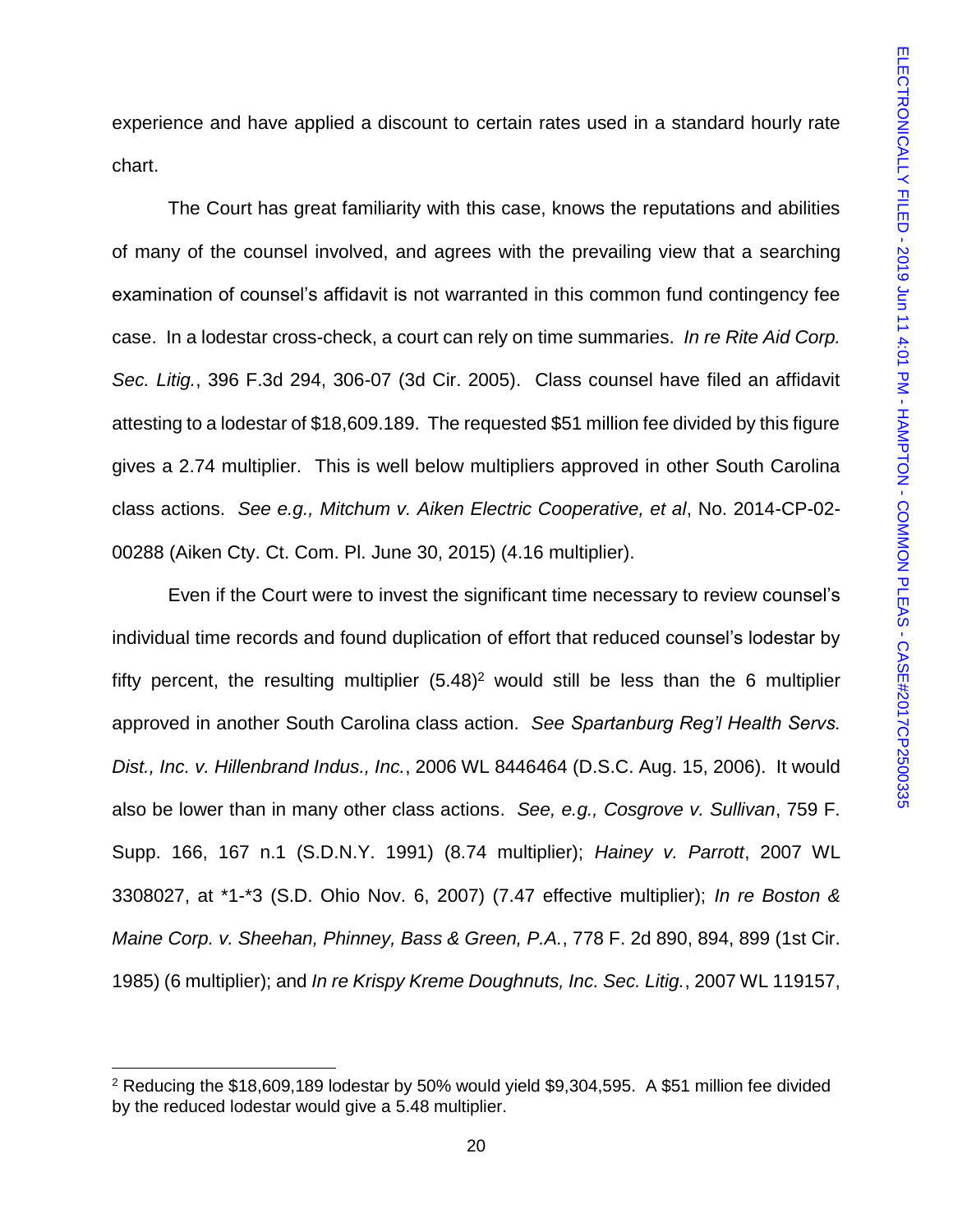experience and have applied a discount to certain rates used in a standard hourly rate chart.

The Court has great familiarity with this case, knows the reputations and abilities of many of the counsel involved, and agrees with the prevailing view that a searching examination of counsel's affidavit is not warranted in this common fund contingency fee case. In a lodestar cross-check, a court can rely on time summaries. *In re Rite Aid Corp. Sec. Litig.*, 396 F.3d 294, 306-07 (3d Cir. 2005). Class counsel have filed an affidavit attesting to a lodestar of $18,609.189. The requested $51 million fee divided by this figure gives a 2.74 multiplier. This is well below multipliers approved in other South Carolina class actions. *See e.g., Mitchum v. Aiken Electric Cooperative, et al*, No. 2014-CP-02-00288 (Aiken Cty. Ct. Com. Pl. June 30, 2015) (4.16 multiplier).

Even if the Court were to invest the significant time necessary to review counsel's individual time records and found duplication of effort that reduced counsel's lodestar by fifty percent, the resulting multiplier (5.48)[2] would still be less than the 6 multiplier approved in another South Carolina class action. *See Spartanburg Reg'l Health Servs. Dist., Inc. v. Hillenbrand Indus., Inc.*, 2006 WL 8446464 (D.S.C. Aug. 15, 2006). It would also be lower than in many other class actions. *See, e.g., Cosgrove v. Sullivan*, 759 F. Supp. 166, 167 n.1 (S.D.N.Y. 1991) (8.74 multiplier); *Hainey v. Parrott*, 2007 WL 3308027, at *1-*3 (S.D. Ohio Nov. 6, 2007) (7.47 effective multiplier); *In re Boston & Maine Corp. v. Sheehan, Phinney, Bass & Green, P.A.*, 778 F. 2d 890, 894, 899 (1st Cir. 1985) (6 multiplier); and *In re Krispy Kreme Doughnuts, Inc. Sec. Litig.*, 2007 WL 119157,

---

[2] Reducing the $18,609,189 lodestar by 50% would yield $9,304,595. A $51 million fee divided by the reduced lodestar would give a 5.48 multiplier.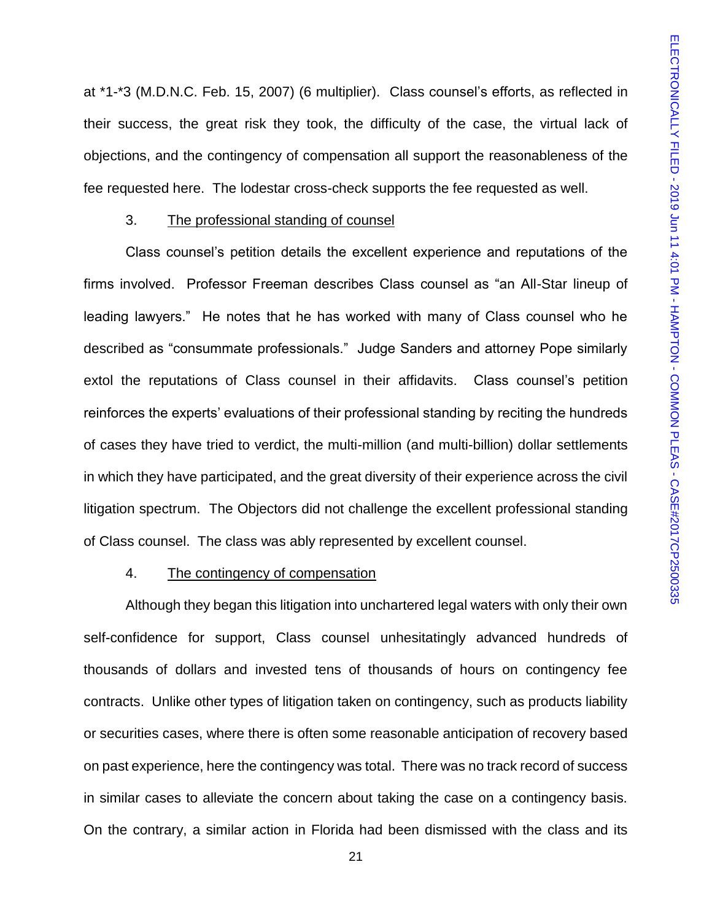at *1-*3 (M.D.N.C. Feb. 15, 2007) (6 multiplier). Class counsel's efforts, as reflected in their success, the great risk they took, the difficulty of the case, the virtual lack of objections, and the contingency of compensation all support the reasonableness of the fee requested here. The lodestar cross-check supports the fee requested as well.

3. The professional standing of counsel

Class counsel's petition details the excellent experience and reputations of the firms involved. Professor Freeman describes Class counsel as "an All-Star lineup of leading lawyers." He notes that he has worked with many of Class counsel who he described as "consummate professionals." Judge Sanders and attorney Pope similarly extol the reputations of Class counsel in their affidavits. Class counsel's petition reinforces the experts' evaluations of their professional standing by reciting the hundreds of cases they have tried to verdict, the multi-million (and multi-billion) dollar settlements in which they have participated, and the great diversity of their experience across the civil litigation spectrum. The Objectors did not challenge the excellent professional standing of Class counsel. The class was ably represented by excellent counsel.

4. The contingency of compensation

Although they began this litigation into unchartered legal waters with only their own self-confidence for support, Class counsel unhesitatingly advanced hundreds of thousands of dollars and invested tens of thousands of hours on contingency fee contracts. Unlike other types of litigation taken on contingency, such as products liability or securities cases, where there is often some reasonable anticipation of recovery based on past experience, here the contingency was total. There was no track record of success in similar cases to alleviate the concern about taking the case on a contingency basis. On the contrary, a similar action in Florida had been dismissed with the class and its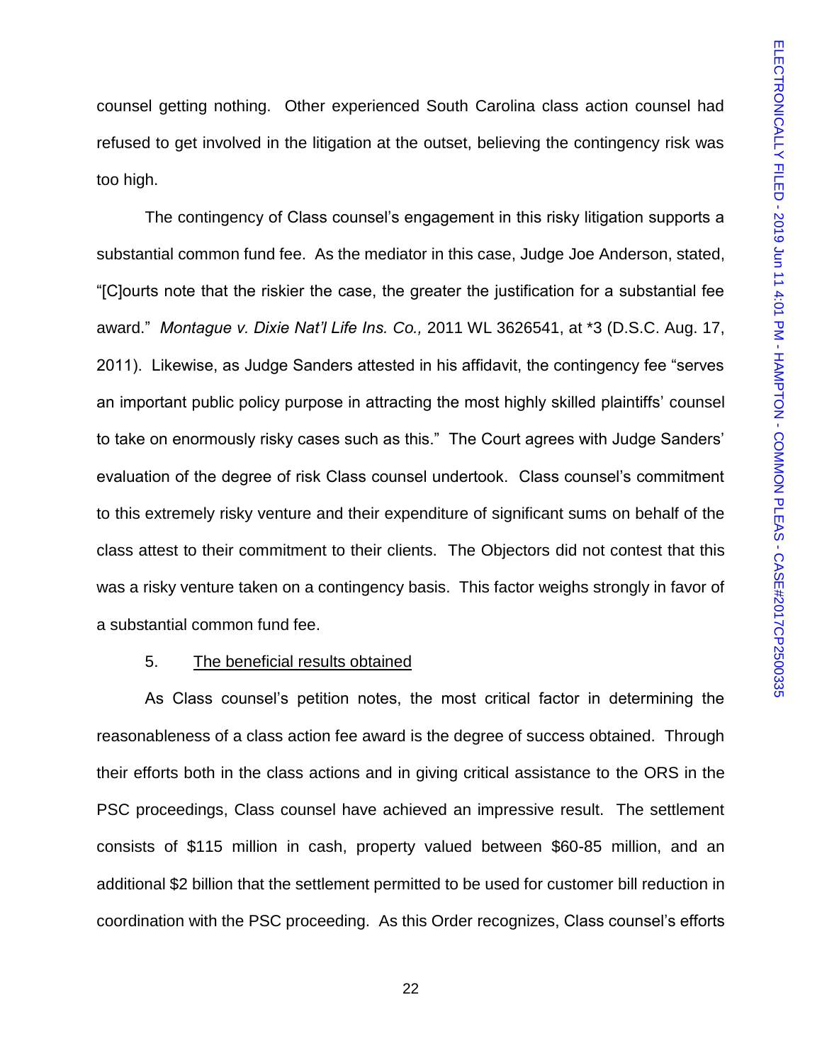counsel getting nothing. Other experienced South Carolina class action counsel had refused to get involved in the litigation at the outset, believing the contingency risk was too high.

The contingency of Class counsel's engagement in this risky litigation supports a substantial common fund fee. As the mediator in this case, Judge Joe Anderson, stated, "[C]ourts note that the riskier the case, the greater the justification for a substantial fee award." *Montague v. Dixie Nat'l Life Ins. Co.,* 2011 WL 3626541, at *3 (D.S.C. Aug. 17, 2011). Likewise, as Judge Sanders attested in his affidavit, the contingency fee "serves an important public policy purpose in attracting the most highly skilled plaintiffs' counsel to take on enormously risky cases such as this." The Court agrees with Judge Sanders' evaluation of the degree of risk Class counsel undertook. Class counsel's commitment to this extremely risky venture and their expenditure of significant sums on behalf of the class attest to their commitment to their clients. The Objectors did not contest that this was a risky venture taken on a contingency basis. This factor weighs strongly in favor of a substantial common fund fee.

5. <u>The beneficial results obtained</u>

As Class counsel's petition notes, the most critical factor in determining the reasonableness of a class action fee award is the degree of success obtained. Through their efforts both in the class actions and in giving critical assistance to the ORS in the PSC proceedings, Class counsel have achieved an impressive result. The settlement consists of $115 million in cash, property valued between $60-85 million, and an additional $2 billion that the settlement permitted to be used for customer bill reduction in coordination with the PSC proceeding. As this Order recognizes, Class counsel's efforts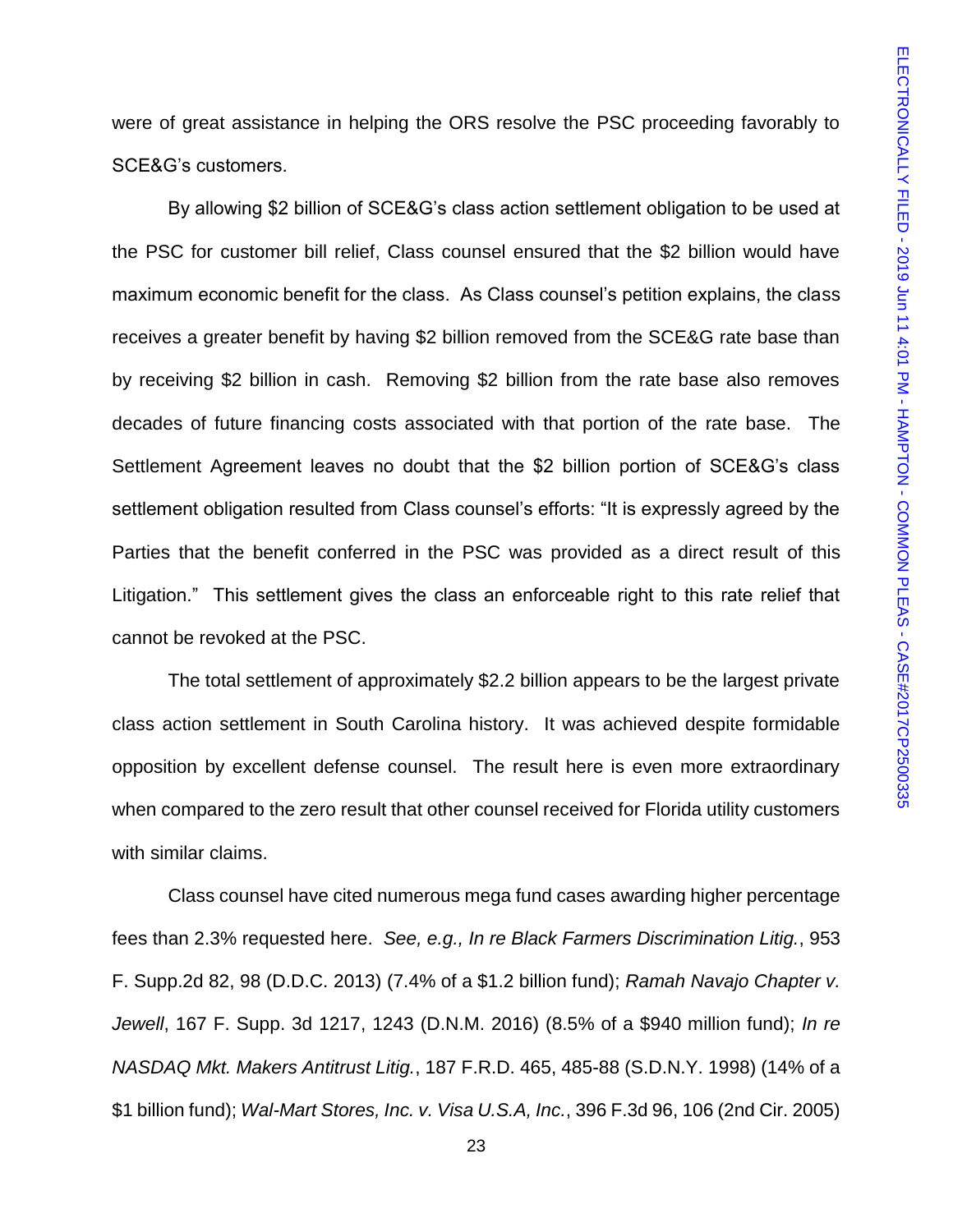were of great assistance in helping the ORS resolve the PSC proceeding favorably to SCE&G's customers.

By allowing $2 billion of SCE&G's class action settlement obligation to be used at the PSC for customer bill relief, Class counsel ensured that the $2 billion would have maximum economic benefit for the class. As Class counsel's petition explains, the class receives a greater benefit by having $2 billion removed from the SCE&G rate base than by receiving $2 billion in cash. Removing $2 billion from the rate base also removes decades of future financing costs associated with that portion of the rate base. The Settlement Agreement leaves no doubt that the $2 billion portion of SCE&G's class settlement obligation resulted from Class counsel's efforts: "It is expressly agreed by the Parties that the benefit conferred in the PSC was provided as a direct result of this Litigation." This settlement gives the class an enforceable right to this rate relief that cannot be revoked at the PSC.

The total settlement of approximately $2.2 billion appears to be the largest private class action settlement in South Carolina history. It was achieved despite formidable opposition by excellent defense counsel. The result here is even more extraordinary when compared to the zero result that other counsel received for Florida utility customers with similar claims.

Class counsel have cited numerous mega fund cases awarding higher percentage fees than 2.3% requested here. *See, e.g., In re Black Farmers Discrimination Litig.*, 953 F. Supp.2d 82, 98 (D.D.C. 2013) (7.4% of a $1.2 billion fund); *Ramah Navajo Chapter v. Jewell*, 167 F. Supp. 3d 1217, 1243 (D.N.M. 2016) (8.5% of a $940 million fund); *In re NASDAQ Mkt. Makers Antitrust Litig.*, 187 F.R.D. 465, 485-88 (S.D.N.Y. 1998) (14% of a $1 billion fund); *Wal-Mart Stores, Inc. v. Visa U.S.A, Inc.*, 396 F.3d 96, 106 (2nd Cir. 2005)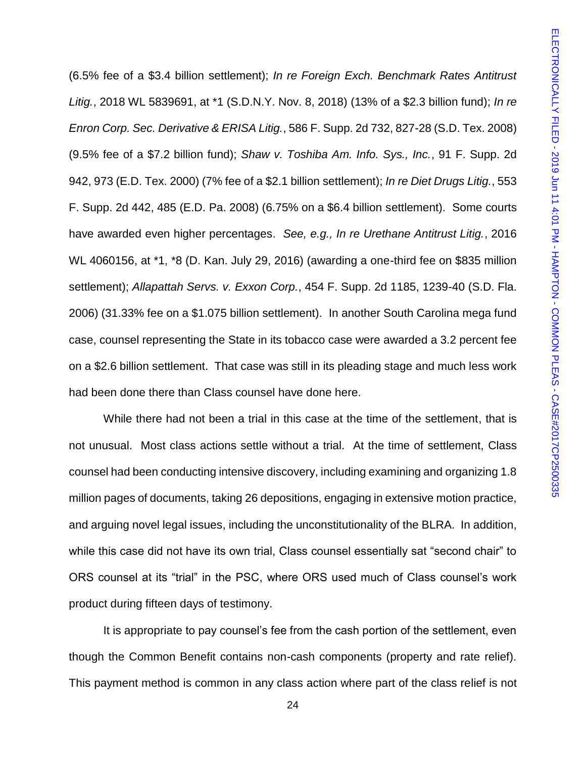(6.5% fee of a $3.4 billion settlement); *In re Foreign Exch. Benchmark Rates Antitrust Litig.*, 2018 WL 5839691, at *1 (S.D.N.Y. Nov. 8, 2018) (13% of a $2.3 billion fund); *In re Enron Corp. Sec. Derivative & ERISA Litig.*, 586 F. Supp. 2d 732, 827-28 (S.D. Tex. 2008) (9.5% fee of a $7.2 billion fund); *Shaw v. Toshiba Am. Info. Sys., Inc.*, 91 F. Supp. 2d 942, 973 (E.D. Tex. 2000) (7% fee of a $2.1 billion settlement); *In re Diet Drugs Litig.*, 553 F. Supp. 2d 442, 485 (E.D. Pa. 2008) (6.75% on a $6.4 billion settlement). Some courts have awarded even higher percentages. *See, e.g., In re Urethane Antitrust Litig.*, 2016 WL 4060156, at *1, *8 (D. Kan. July 29, 2016) (awarding a one-third fee on $835 million settlement); *Allapattah Servs. v. Exxon Corp.*, 454 F. Supp. 2d 1185, 1239-40 (S.D. Fla. 2006) (31.33% fee on a $1.075 billion settlement). In another South Carolina mega fund case, counsel representing the State in its tobacco case were awarded a 3.2 percent fee on a $2.6 billion settlement. That case was still in its pleading stage and much less work had been done there than Class counsel have done here.

While there had not been a trial in this case at the time of the settlement, that is not unusual. Most class actions settle without a trial. At the time of settlement, Class counsel had been conducting intensive discovery, including examining and organizing 1.8 million pages of documents, taking 26 depositions, engaging in extensive motion practice, and arguing novel legal issues, including the unconstitutionality of the BLRA. In addition, while this case did not have its own trial, Class counsel essentially sat "second chair" to ORS counsel at its "trial" in the PSC, where ORS used much of Class counsel's work product during fifteen days of testimony.

It is appropriate to pay counsel's fee from the cash portion of the settlement, even though the Common Benefit contains non-cash components (property and rate relief). This payment method is common in any class action where part of the class relief is not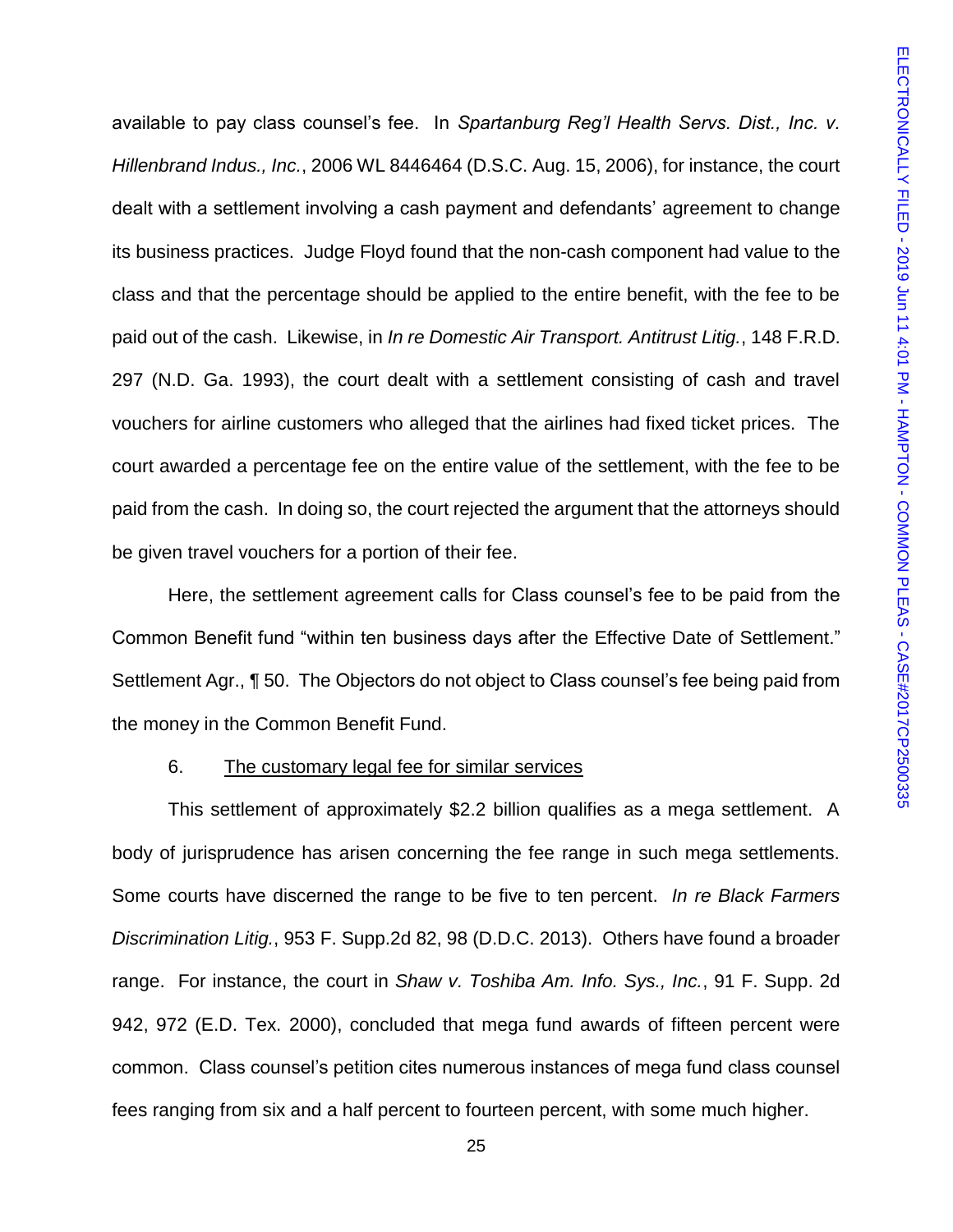available to pay class counsel's fee. In *Spartanburg Reg'l Health Servs. Dist., Inc. v. Hillenbrand Indus., Inc.*, 2006 WL 8446464 (D.S.C. Aug. 15, 2006), for instance, the court dealt with a settlement involving a cash payment and defendants' agreement to change its business practices. Judge Floyd found that the non-cash component had value to the class and that the percentage should be applied to the entire benefit, with the fee to be paid out of the cash. Likewise, in *In re Domestic Air Transport. Antitrust Litig.*, 148 F.R.D. 297 (N.D. Ga. 1993), the court dealt with a settlement consisting of cash and travel vouchers for airline customers who alleged that the airlines had fixed ticket prices. The court awarded a percentage fee on the entire value of the settlement, with the fee to be paid from the cash. In doing so, the court rejected the argument that the attorneys should be given travel vouchers for a portion of their fee.

Here, the settlement agreement calls for Class counsel's fee to be paid from the Common Benefit fund "within ten business days after the Effective Date of Settlement." Settlement Agr., ¶ 50. The Objectors do not object to Class counsel's fee being paid from the money in the Common Benefit Fund.

6. <u>The customary legal fee for similar services</u>

This settlement of approximately $2.2 billion qualifies as a mega settlement. A body of jurisprudence has arisen concerning the fee range in such mega settlements. Some courts have discerned the range to be five to ten percent. *In re Black Farmers Discrimination Litig.*, 953 F. Supp.2d 82, 98 (D.D.C. 2013). Others have found a broader range. For instance, the court in *Shaw v. Toshiba Am. Info. Sys., Inc.*, 91 F. Supp. 2d 942, 972 (E.D. Tex. 2000), concluded that mega fund awards of fifteen percent were common. Class counsel's petition cites numerous instances of mega fund class counsel fees ranging from six and a half percent to fourteen percent, with some much higher.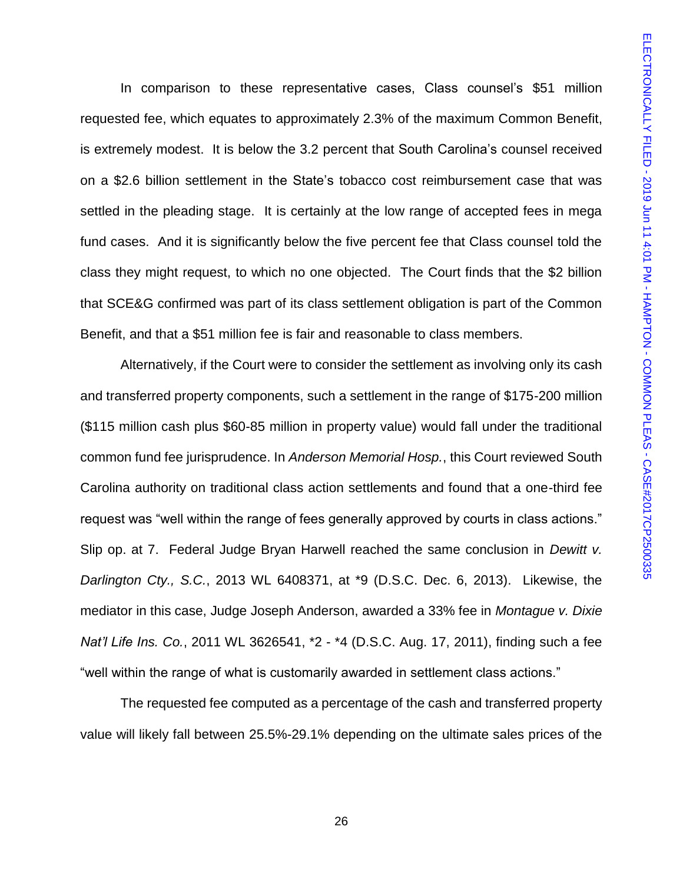In comparison to these representative cases, Class counsel's $51 million requested fee, which equates to approximately 2.3% of the maximum Common Benefit, is extremely modest. It is below the 3.2 percent that South Carolina's counsel received on a $2.6 billion settlement in the State's tobacco cost reimbursement case that was settled in the pleading stage. It is certainly at the low range of accepted fees in mega fund cases. And it is significantly below the five percent fee that Class counsel told the class they might request, to which no one objected. The Court finds that the $2 billion that SCE&G confirmed was part of its class settlement obligation is part of the Common Benefit, and that a $51 million fee is fair and reasonable to class members.

Alternatively, if the Court were to consider the settlement as involving only its cash and transferred property components, such a settlement in the range of $175-200 million ($115 million cash plus $60-85 million in property value) would fall under the traditional common fund fee jurisprudence. In *Anderson Memorial Hosp.*, this Court reviewed South Carolina authority on traditional class action settlements and found that a one-third fee request was "well within the range of fees generally approved by courts in class actions." Slip op. at 7. Federal Judge Bryan Harwell reached the same conclusion in *Dewitt v. Darlington Cty., S.C.*, 2013 WL 6408371, at *9 (D.S.C. Dec. 6, 2013). Likewise, the mediator in this case, Judge Joseph Anderson, awarded a 33% fee in *Montague v. Dixie Nat'l Life Ins. Co.*, 2011 WL 3626541, *2 - *4 (D.S.C. Aug. 17, 2011), finding such a fee "well within the range of what is customarily awarded in settlement class actions."

The requested fee computed as a percentage of the cash and transferred property value will likely fall between 25.5%-29.1% depending on the ultimate sales prices of the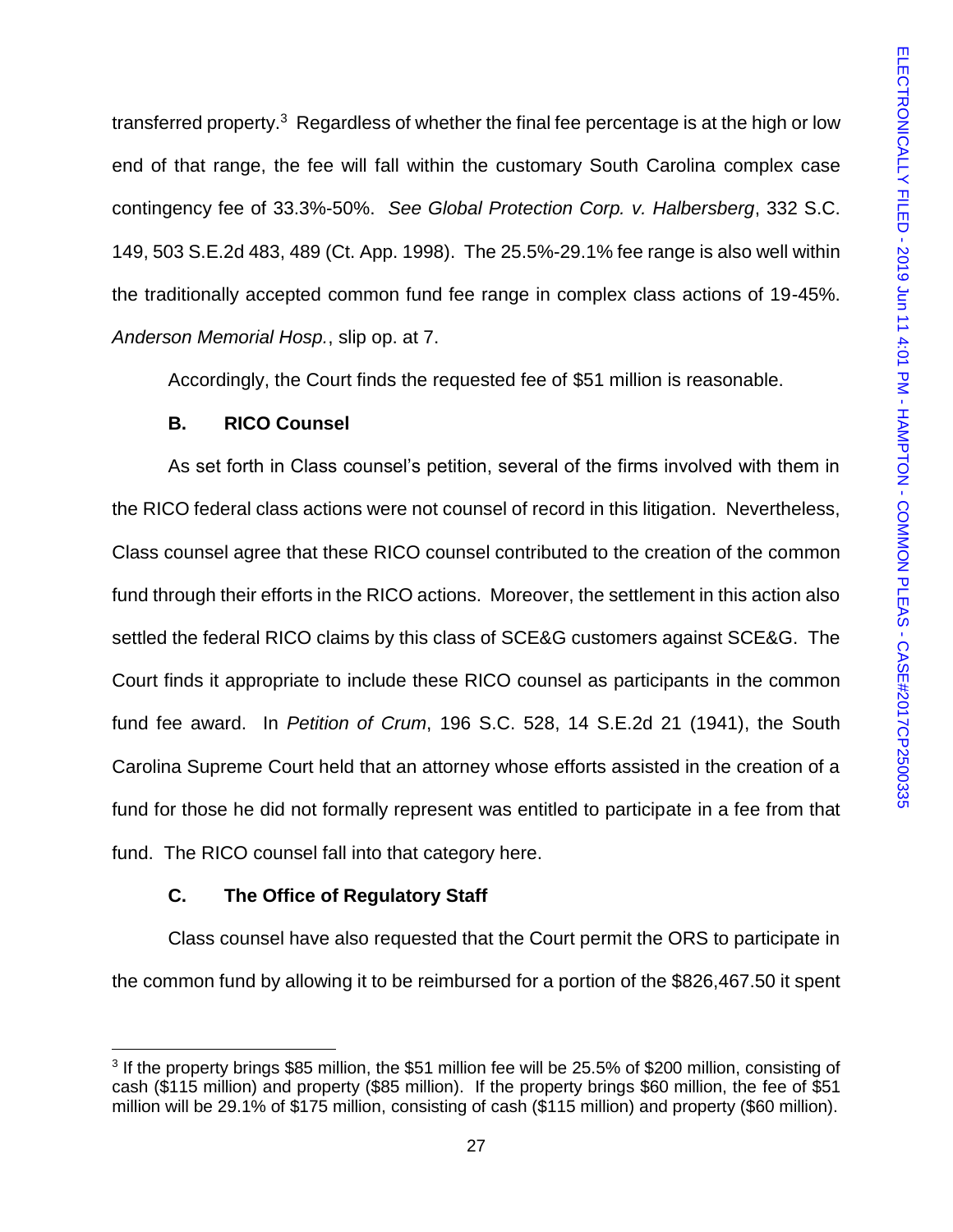transferred property.[3] Regardless of whether the final fee percentage is at the high or low end of that range, the fee will fall within the customary South Carolina complex case contingency fee of 33.3%-50%. *See Global Protection Corp. v. Halbersberg*, 332 S.C. 149, 503 S.E.2d 483, 489 (Ct. App. 1998). The 25.5%-29.1% fee range is also well within the traditionally accepted common fund fee range in complex class actions of 19-45%. *Anderson Memorial Hosp.*, slip op. at 7.

Accordingly, the Court finds the requested fee of $51 million is reasonable.

**B. RICO Counsel**

As set forth in Class counsel's petition, several of the firms involved with them in the RICO federal class actions were not counsel of record in this litigation. Nevertheless, Class counsel agree that these RICO counsel contributed to the creation of the common fund through their efforts in the RICO actions. Moreover, the settlement in this action also settled the federal RICO claims by this class of SCE&G customers against SCE&G. The Court finds it appropriate to include these RICO counsel as participants in the common fund fee award. In *Petition of Crum*, 196 S.C. 528, 14 S.E.2d 21 (1941), the South Carolina Supreme Court held that an attorney whose efforts assisted in the creation of a fund for those he did not formally represent was entitled to participate in a fee from that fund. The RICO counsel fall into that category here.

**C. The Office of Regulatory Staff**

Class counsel have also requested that the Court permit the ORS to participate in the common fund by allowing it to be reimbursed for a portion of the $826,467.50 it spent

---

[3] If the property brings $85 million, the $51 million fee will be 25.5% of $200 million, consisting of cash ($115 million) and property ($85 million). If the property brings $60 million, the fee of $51 million will be 29.1% of $175 million, consisting of cash ($115 million) and property ($60 million).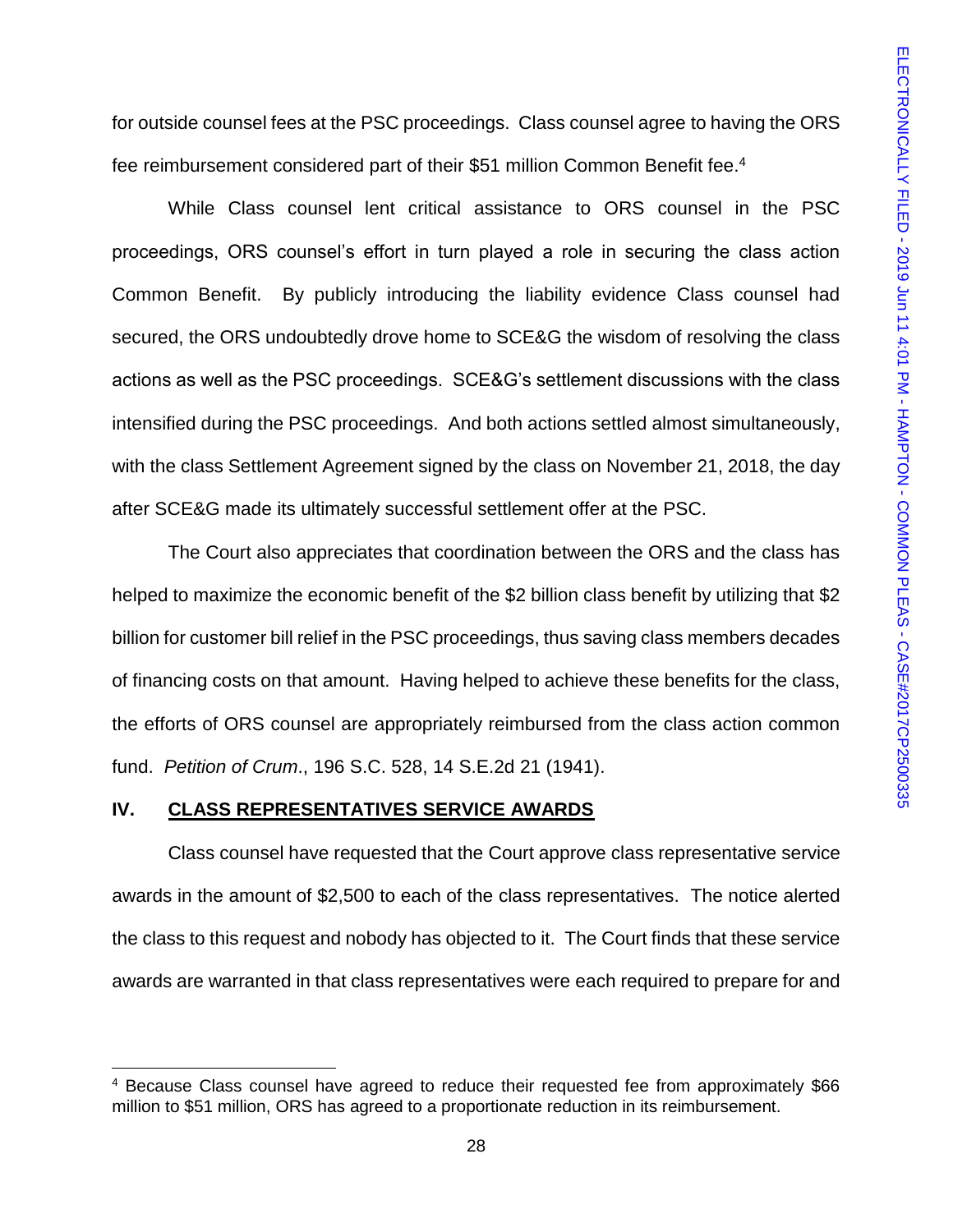for outside counsel fees at the PSC proceedings. Class counsel agree to having the ORS fee reimbursement considered part of their $51 million Common Benefit fee.[4]

While Class counsel lent critical assistance to ORS counsel in the PSC proceedings, ORS counsel's effort in turn played a role in securing the class action Common Benefit. By publicly introducing the liability evidence Class counsel had secured, the ORS undoubtedly drove home to SCE&G the wisdom of resolving the class actions as well as the PSC proceedings. SCE&G's settlement discussions with the class intensified during the PSC proceedings. And both actions settled almost simultaneously, with the class Settlement Agreement signed by the class on November 21, 2018, the day after SCE&G made its ultimately successful settlement offer at the PSC.

The Court also appreciates that coordination between the ORS and the class has helped to maximize the economic benefit of the $2 billion class benefit by utilizing that $2 billion for customer bill relief in the PSC proceedings, thus saving class members decades of financing costs on that amount. Having helped to achieve these benefits for the class, the efforts of ORS counsel are appropriately reimbursed from the class action common fund. *Petition of Crum*., 196 S.C. 528, 14 S.E.2d 21 (1941).

## IV. CLASS REPRESENTATIVES SERVICE AWARDS

Class counsel have requested that the Court approve class representative service awards in the amount of $2,500 to each of the class representatives. The notice alerted the class to this request and nobody has objected to it. The Court finds that these service awards are warranted in that class representatives were each required to prepare for and

---

[4] Because Class counsel have agreed to reduce their requested fee from approximately $66 million to $51 million, ORS has agreed to a proportionate reduction in its reimbursement.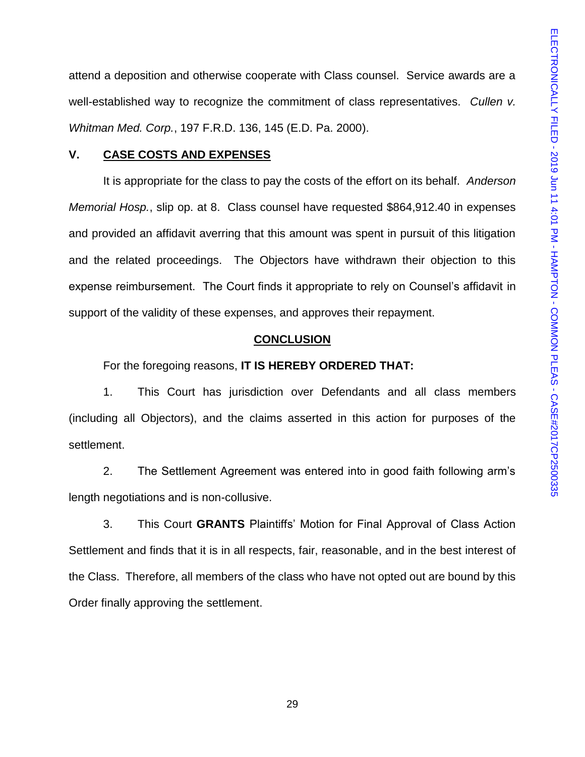attend a deposition and otherwise cooperate with Class counsel. Service awards are a well-established way to recognize the commitment of class representatives. *Cullen v. Whitman Med. Corp.*, 197 F.R.D. 136, 145 (E.D. Pa. 2000).

## V. CASE COSTS AND EXPENSES

It is appropriate for the class to pay the costs of the effort on its behalf. *Anderson Memorial Hosp.*, slip op. at 8. Class counsel have requested $864,912.40 in expenses and provided an affidavit averring that this amount was spent in pursuit of this litigation and the related proceedings. The Objectors have withdrawn their objection to this expense reimbursement. The Court finds it appropriate to rely on Counsel's affidavit in support of the validity of these expenses, and approves their repayment.

## CONCLUSION

For the foregoing reasons, **IT IS HEREBY ORDERED THAT:**

1. This Court has jurisdiction over Defendants and all class members (including all Objectors), and the claims asserted in this action for purposes of the settlement.

2. The Settlement Agreement was entered into in good faith following arm's length negotiations and is non-collusive.

3. This Court **GRANTS** Plaintiffs' Motion for Final Approval of Class Action Settlement and finds that it is in all respects, fair, reasonable, and in the best interest of the Class. Therefore, all members of the class who have not opted out are bound by this Order finally approving the settlement.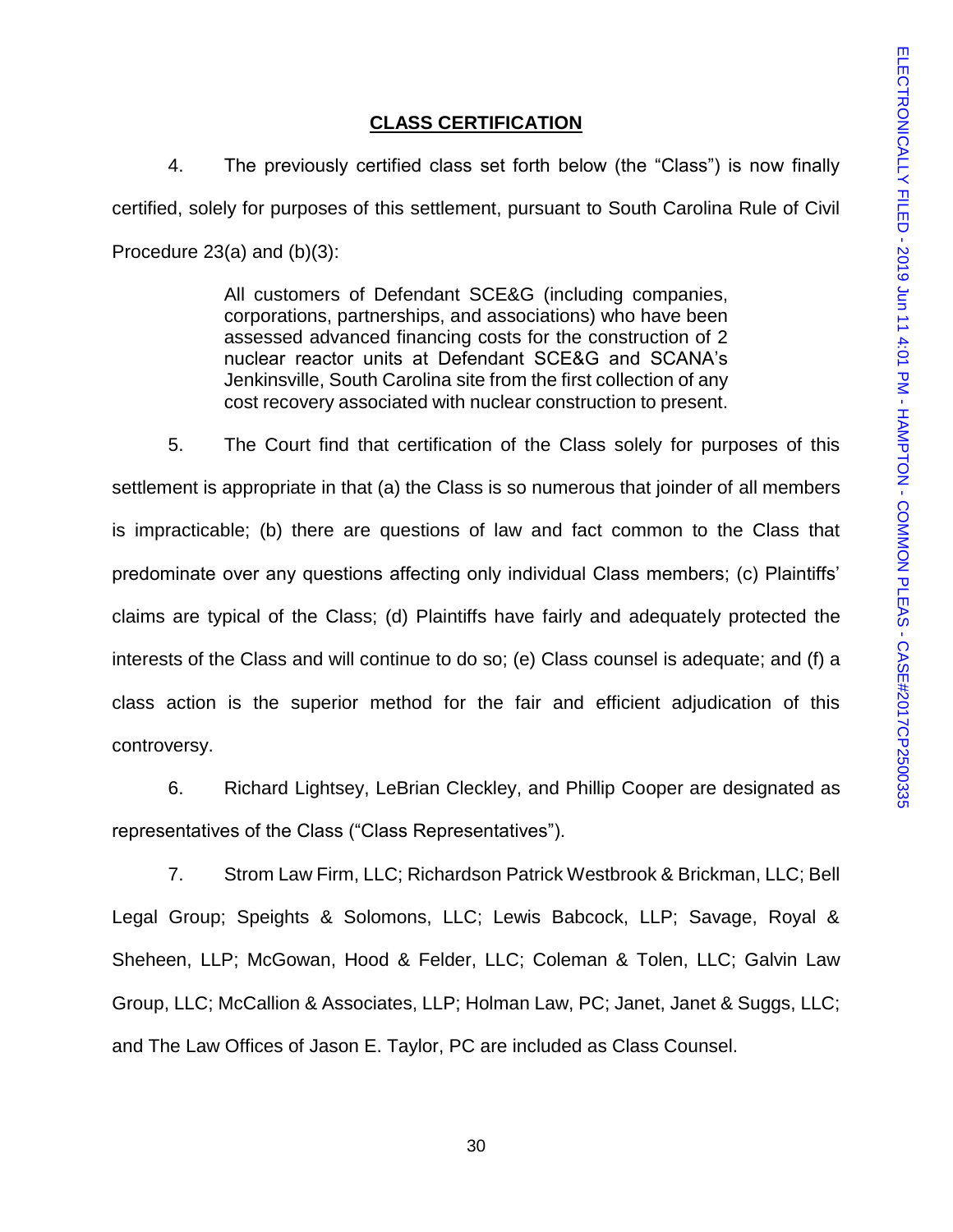## CLASS CERTIFICATION

4. The previously certified class set forth below (the "Class") is now finally certified, solely for purposes of this settlement, pursuant to South Carolina Rule of Civil Procedure 23(a) and (b)(3):

> All customers of Defendant SCE&G (including companies, corporations, partnerships, and associations) who have been assessed advanced financing costs for the construction of 2 nuclear reactor units at Defendant SCE&G and SCANA's Jenkinsville, South Carolina site from the first collection of any cost recovery associated with nuclear construction to present.

5. The Court find that certification of the Class solely for purposes of this settlement is appropriate in that (a) the Class is so numerous that joinder of all members is impracticable; (b) there are questions of law and fact common to the Class that predominate over any questions affecting only individual Class members; (c) Plaintiffs' claims are typical of the Class; (d) Plaintiffs have fairly and adequately protected the interests of the Class and will continue to do so; (e) Class counsel is adequate; and (f) a class action is the superior method for the fair and efficient adjudication of this controversy.

6. Richard Lightsey, LeBrian Cleckley, and Phillip Cooper are designated as representatives of the Class ("Class Representatives").

7. Strom Law Firm, LLC; Richardson Patrick Westbrook & Brickman, LLC; Bell Legal Group; Speights & Solomons, LLC; Lewis Babcock, LLP; Savage, Royal & Sheheen, LLP; McGowan, Hood & Felder, LLC; Coleman & Tolen, LLC; Galvin Law Group, LLC; McCallion & Associates, LLP; Holman Law, PC; Janet, Janet & Suggs, LLC; and The Law Offices of Jason E. Taylor, PC are included as Class Counsel.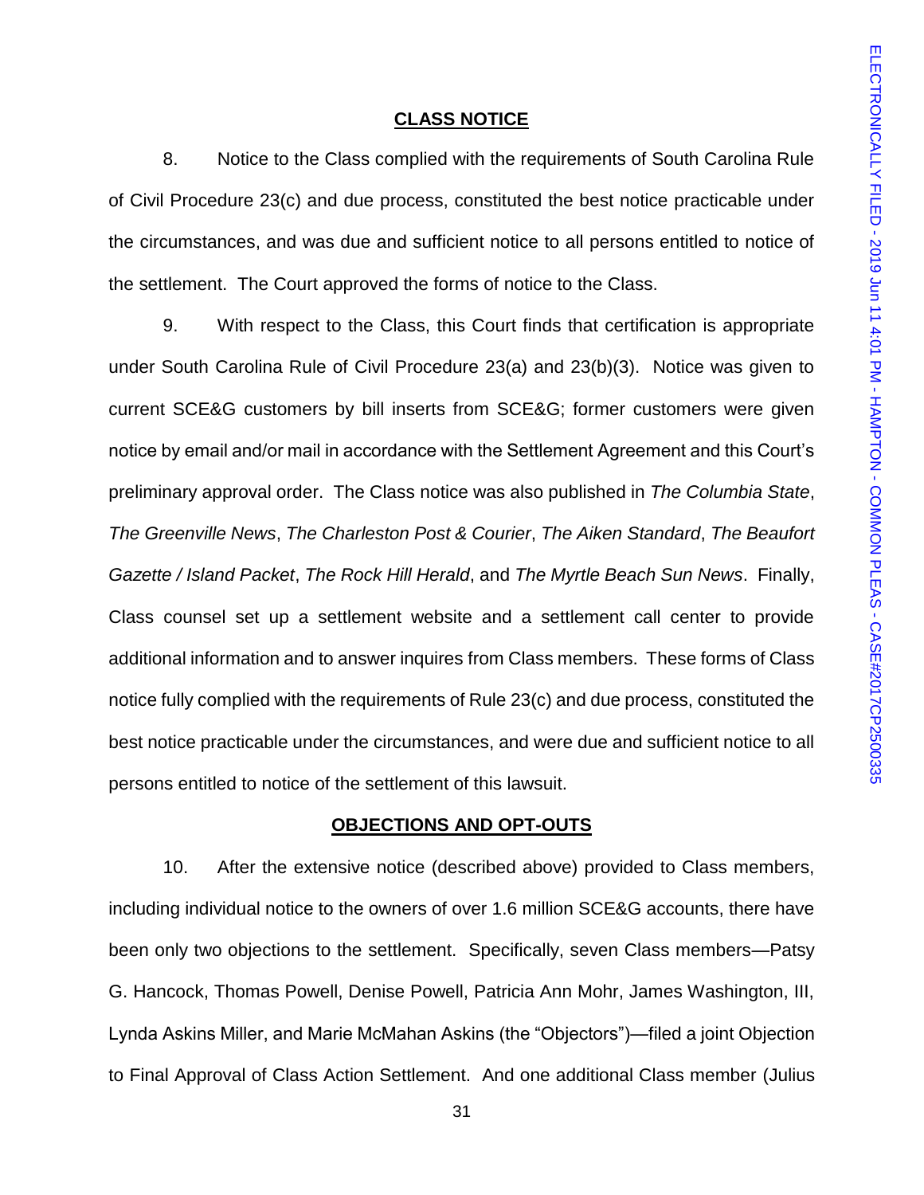## CLASS NOTICE

8. Notice to the Class complied with the requirements of South Carolina Rule of Civil Procedure 23(c) and due process, constituted the best notice practicable under the circumstances, and was due and sufficient notice to all persons entitled to notice of the settlement. The Court approved the forms of notice to the Class.

9. With respect to the Class, this Court finds that certification is appropriate under South Carolina Rule of Civil Procedure 23(a) and 23(b)(3). Notice was given to current SCE&G customers by bill inserts from SCE&G; former customers were given notice by email and/or mail in accordance with the Settlement Agreement and this Court's preliminary approval order. The Class notice was also published in *The Columbia State*, *The Greenville News*, *The Charleston Post & Courier*, *The Aiken Standard*, *The Beaufort Gazette / Island Packet*, *The Rock Hill Herald*, and *The Myrtle Beach Sun News*. Finally, Class counsel set up a settlement website and a settlement call center to provide additional information and to answer inquires from Class members. These forms of Class notice fully complied with the requirements of Rule 23(c) and due process, constituted the best notice practicable under the circumstances, and were due and sufficient notice to all persons entitled to notice of the settlement of this lawsuit.

## OBJECTIONS AND OPT-OUTS

10. After the extensive notice (described above) provided to Class members, including individual notice to the owners of over 1.6 million SCE&G accounts, there have been only two objections to the settlement. Specifically, seven Class members—Patsy G. Hancock, Thomas Powell, Denise Powell, Patricia Ann Mohr, James Washington, III, Lynda Askins Miller, and Marie McMahan Askins (the "Objectors")—filed a joint Objection to Final Approval of Class Action Settlement. And one additional Class member (Julius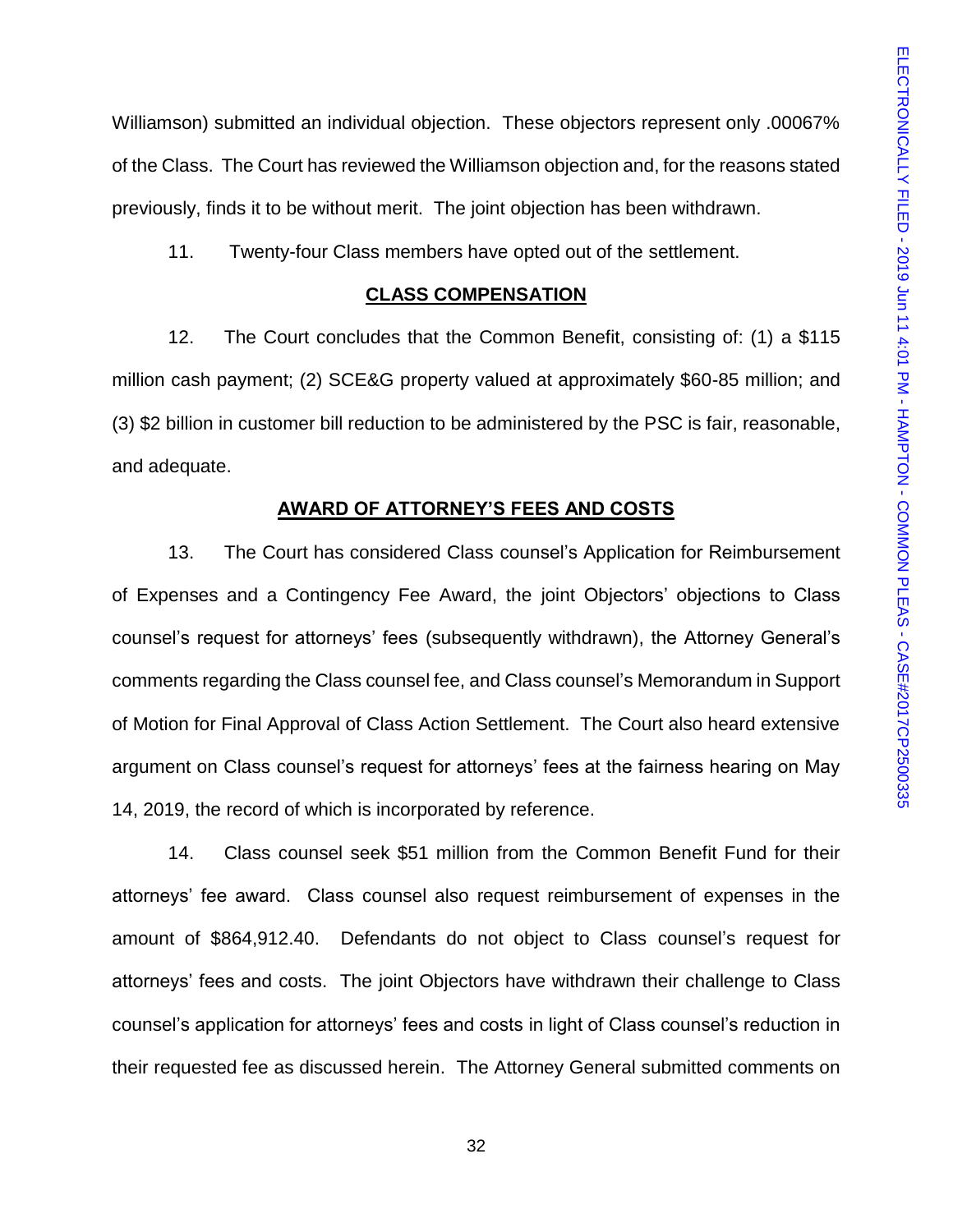Williamson) submitted an individual objection. These objectors represent only .00067% of the Class. The Court has reviewed the Williamson objection and, for the reasons stated previously, finds it to be without merit. The joint objection has been withdrawn.

11. Twenty-four Class members have opted out of the settlement.

**CLASS COMPENSATION**

12. The Court concludes that the Common Benefit, consisting of: (1) a $115 million cash payment; (2) SCE&G property valued at approximately $60-85 million; and (3) $2 billion in customer bill reduction to be administered by the PSC is fair, reasonable, and adequate.

**AWARD OF ATTORNEY'S FEES AND COSTS**

13. The Court has considered Class counsel's Application for Reimbursement of Expenses and a Contingency Fee Award, the joint Objectors' objections to Class counsel's request for attorneys' fees (subsequently withdrawn), the Attorney General's comments regarding the Class counsel fee, and Class counsel's Memorandum in Support of Motion for Final Approval of Class Action Settlement. The Court also heard extensive argument on Class counsel's request for attorneys' fees at the fairness hearing on May 14, 2019, the record of which is incorporated by reference.

14. Class counsel seek $51 million from the Common Benefit Fund for their attorneys' fee award. Class counsel also request reimbursement of expenses in the amount of $864,912.40. Defendants do not object to Class counsel's request for attorneys' fees and costs. The joint Objectors have withdrawn their challenge to Class counsel's application for attorneys' fees and costs in light of Class counsel's reduction in their requested fee as discussed herein. The Attorney General submitted comments on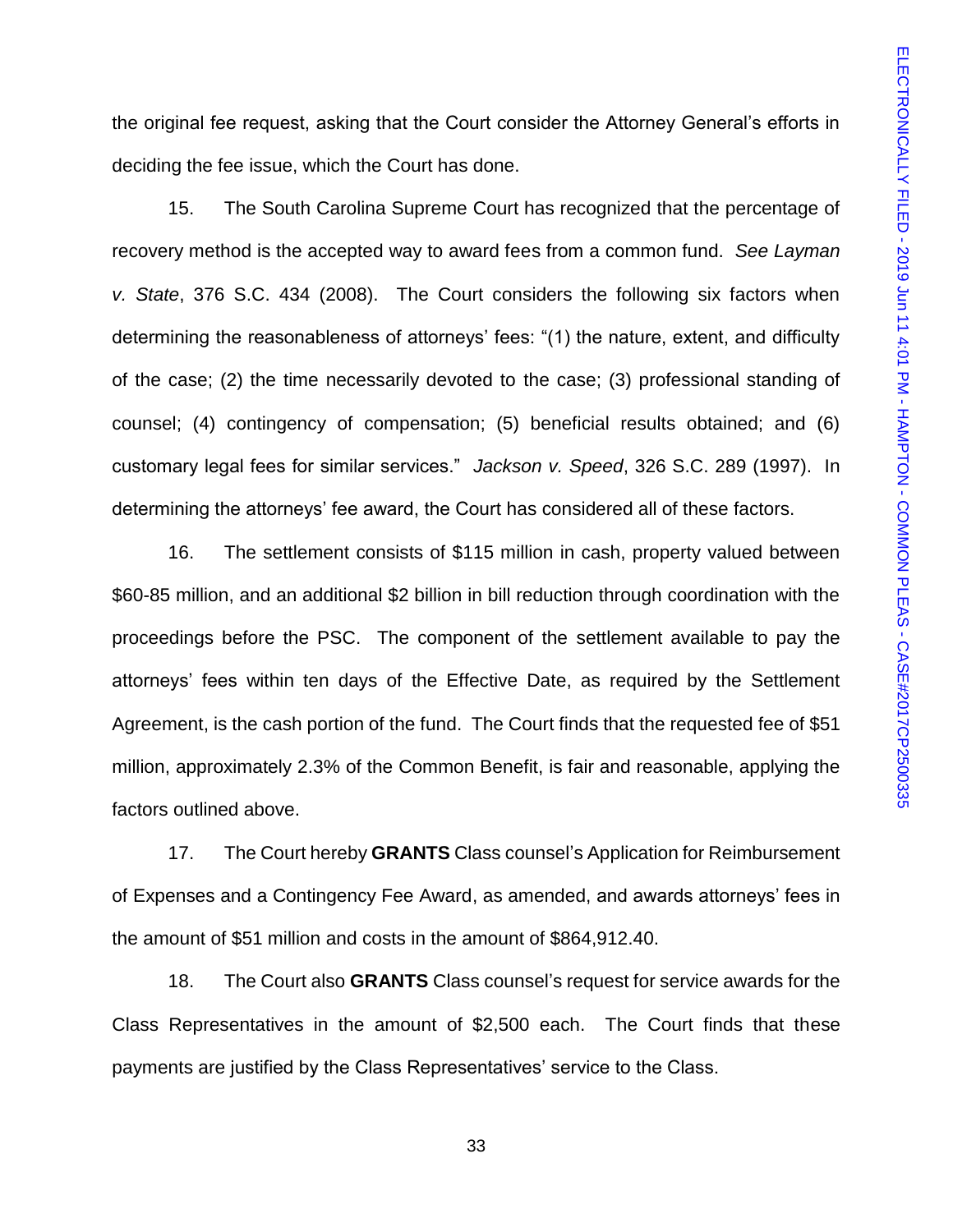the original fee request, asking that the Court consider the Attorney General's efforts in deciding the fee issue, which the Court has done.

15. The South Carolina Supreme Court has recognized that the percentage of recovery method is the accepted way to award fees from a common fund. *See Layman v. State*, 376 S.C. 434 (2008). The Court considers the following six factors when determining the reasonableness of attorneys' fees: "(1) the nature, extent, and difficulty of the case; (2) the time necessarily devoted to the case; (3) professional standing of counsel; (4) contingency of compensation; (5) beneficial results obtained; and (6) customary legal fees for similar services." *Jackson v. Speed*, 326 S.C. 289 (1997). In determining the attorneys' fee award, the Court has considered all of these factors.

16. The settlement consists of $115 million in cash, property valued between $60-85 million, and an additional $2 billion in bill reduction through coordination with the proceedings before the PSC. The component of the settlement available to pay the attorneys' fees within ten days of the Effective Date, as required by the Settlement Agreement, is the cash portion of the fund. The Court finds that the requested fee of $51 million, approximately 2.3% of the Common Benefit, is fair and reasonable, applying the factors outlined above.

17. The Court hereby **GRANTS** Class counsel's Application for Reimbursement of Expenses and a Contingency Fee Award, as amended, and awards attorneys' fees in the amount of $51 million and costs in the amount of $864,912.40.

18. The Court also **GRANTS** Class counsel's request for service awards for the Class Representatives in the amount of $2,500 each. The Court finds that these payments are justified by the Class Representatives' service to the Class.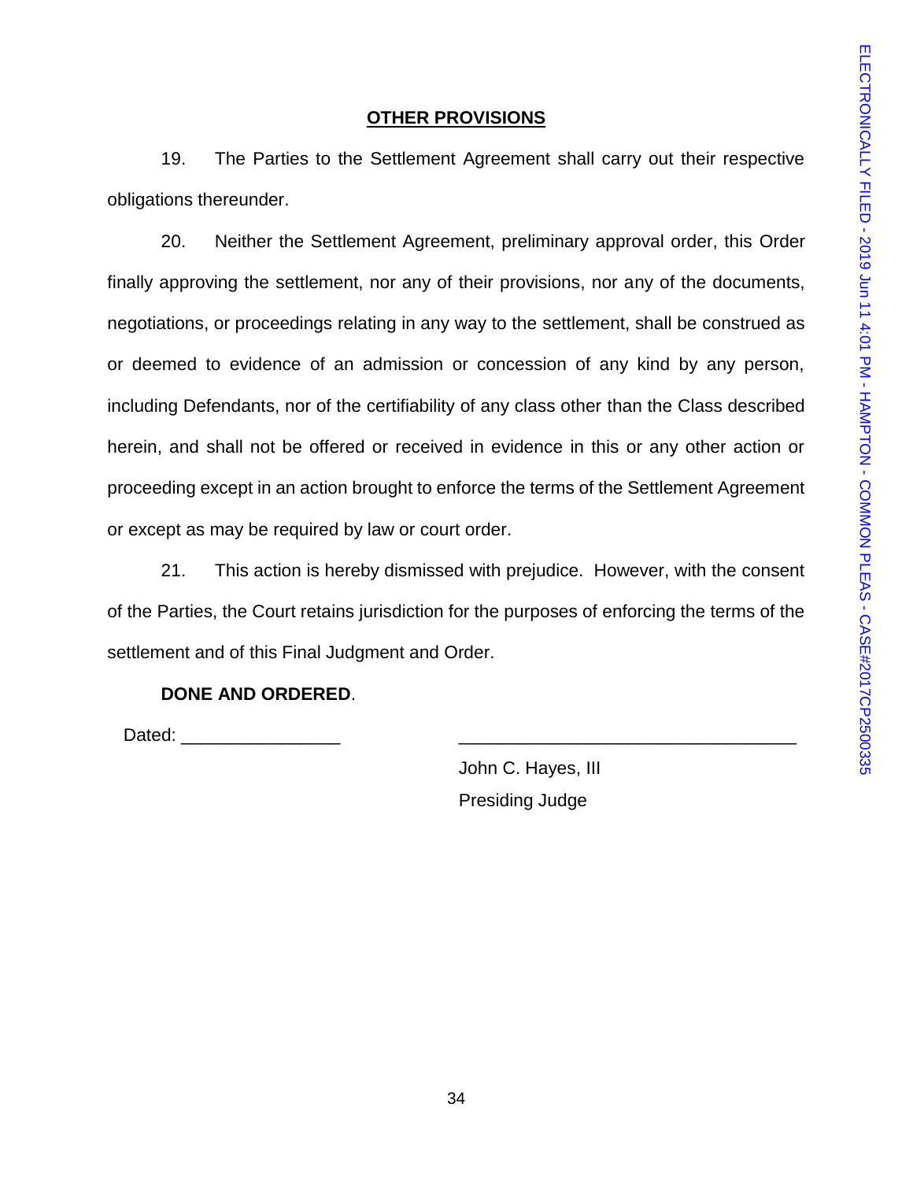## OTHER PROVISIONS

19. The Parties to the Settlement Agreement shall carry out their respective obligations thereunder.

20. Neither the Settlement Agreement, preliminary approval order, this Order finally approving the settlement, nor any of their provisions, nor any of the documents, negotiations, or proceedings relating in any way to the settlement, shall be construed as or deemed to evidence of an admission or concession of any kind by any person, including Defendants, nor of the certifiability of any class other than the Class described herein, and shall not be offered or received in evidence in this or any other action or proceeding except in an action brought to enforce the terms of the Settlement Agreement or except as may be required by law or court order.

21. This action is hereby dismissed with prejudice. However, with the consent of the Parties, the Court retains jurisdiction for the purposes of enforcing the terms of the settlement and of this Final Judgment and Order.

**DONE AND ORDERED**.

Dated: ________________

__________________________________

John C. Hayes, III

Presiding Judge

ELECTRONICALLY FILED - 2019 Jun 11 4:01 PM - HAMPTON - COMMON PLEAS - CASE#2017CP2500335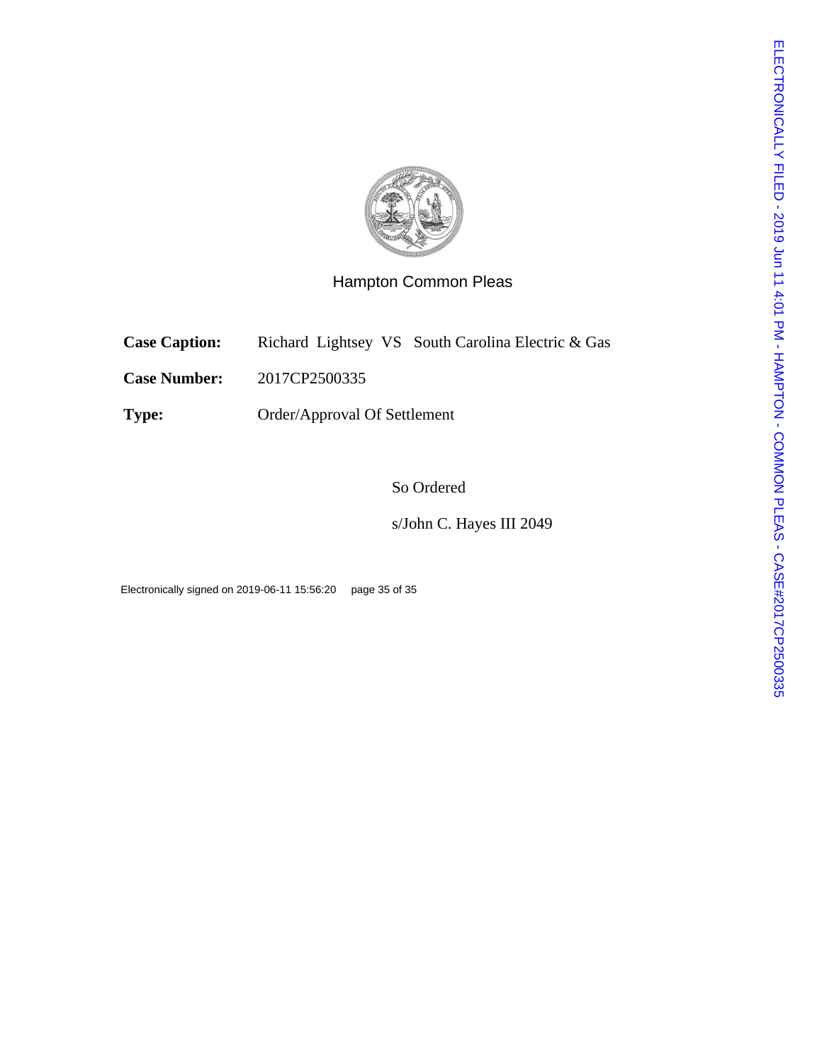Hampton Common Pleas

**Case Caption:** Richard Lightsey VS South Carolina Electric & Gas

**Case Number:** 2017CP2500335

**Type:** Order/Approval Of Settlement

So Ordered

s/John C. Hayes III 2049

Electronically signed on 2019-06-11 15:56:20

ELECTRONICALLY FILED - 2019 Jun 11 4:01 PM - HAMPTON - COMMON PLEAS - CASE#2017CP2500335